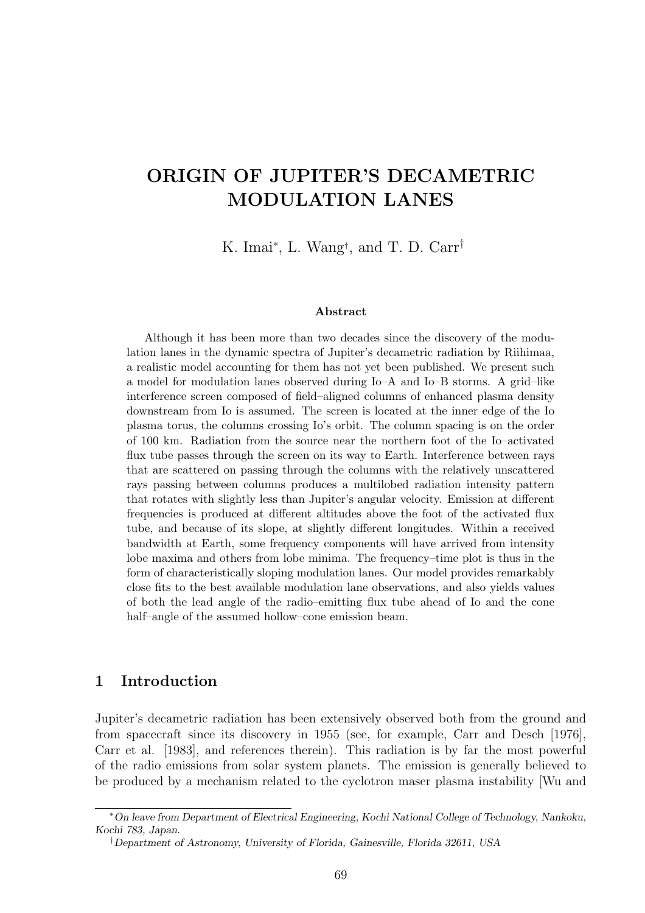# ORIGIN OF JUPITER'S DECAMETRIC MODULATION LANES

K. Imai*, L. Wang†, and T. D. Carr†

### Abstract

Although it has been more than two decades since the discovery of the modulation lanes in the dynamic spectra of Jupiter's decametric radiation by Riihimaa, a realistic model accounting for them has not yet been published. We present such a model for modulation lanes observed during Io–A and Io–B storms. A grid–like interference screen composed of field–aligned columns of enhanced plasma density downstream from Io is assumed. The screen is located at the inner edge of the Io plasma torus, the columns crossing Io's orbit. The column spacing is on the order of 100 km. Radiation from the source near the northern foot of the Io–activated flux tube passes through the screen on its way to Earth. Interference between rays that are scattered on passing through the columns with the relatively unscattered rays passing between columns produces a multilobed radiation intensity pattern that rotates with slightly less than Jupiter's angular velocity. Emission at different frequencies is produced at different altitudes above the foot of the activated flux tube, and because of its slope, at slightly different longitudes. Within a received bandwidth at Earth, some frequency components will have arrived from intensity lobe maxima and others from lobe minima. The frequency–time plot is thus in the form of characteristically sloping modulation lanes. Our model provides remarkably close fits to the best available modulation lane observations, and also yields values of both the lead angle of the radio–emitting flux tube ahead of Io and the cone half–angle of the assumed hollow–cone emission beam.

## 1 Introduction

Jupiter's decametric radiation has been extensively observed both from the ground and from spacecraft since its discovery in 1955 (see, for example, Carr and Desch [1976], Carr et al. [1983], and references therein). This radiation is by far the most powerful of the radio emissions from solar system planets. The emission is generally believed to be produced by a mechanism related to the cyclotron maser plasma instability [Wu and

---

*On leave from Department of Electrical Engineering, Kochi National College of Technology, Nankoku, Kochi 783, Japan.

†Department of Astronomy, University of Florida, Gainesville, Florida 32611, USA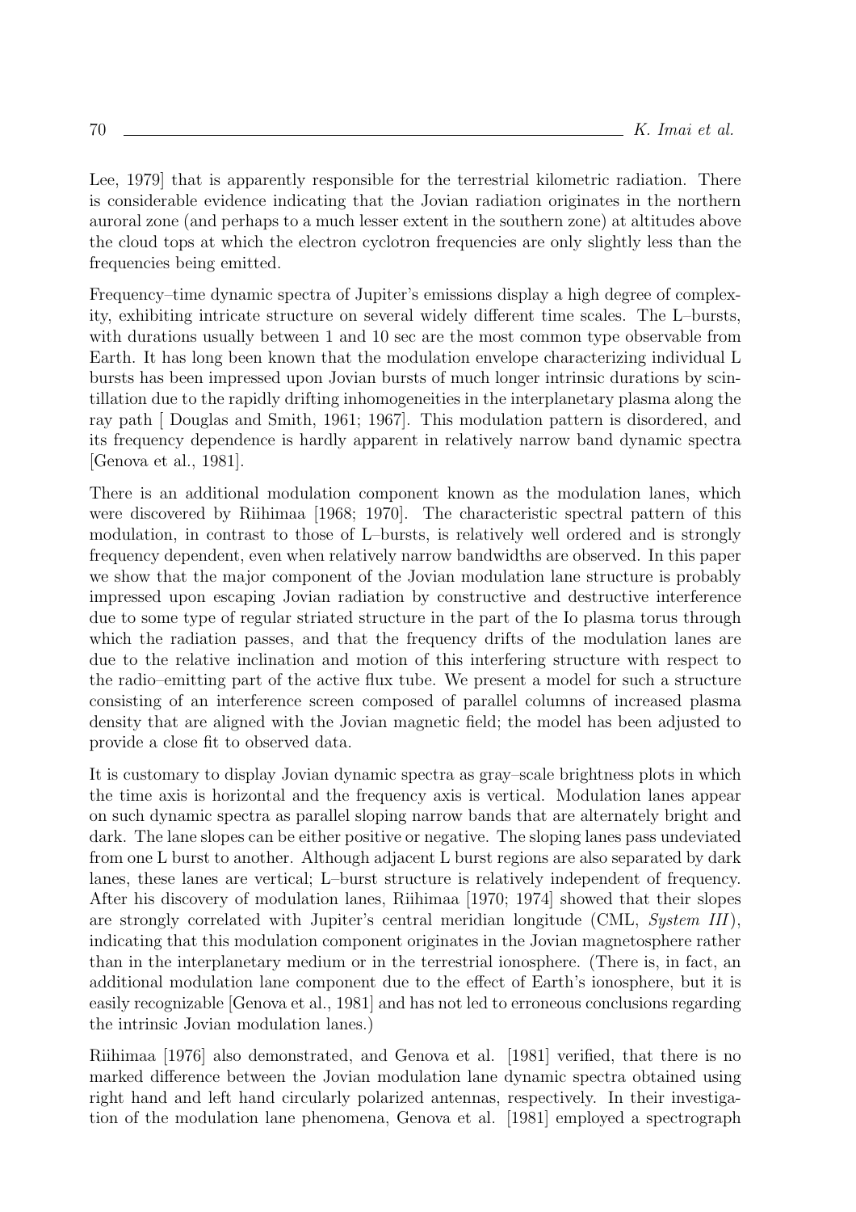Lee, 1979] that is apparently responsible for the terrestrial kilometric radiation. There is considerable evidence indicating that the Jovian radiation originates in the northern auroral zone (and perhaps to a much lesser extent in the southern zone) at altitudes above the cloud tops at which the electron cyclotron frequencies are only slightly less than the frequencies being emitted.

Frequency–time dynamic spectra of Jupiter's emissions display a high degree of complexity, exhibiting intricate structure on several widely different time scales. The L–bursts, with durations usually between 1 and 10 sec are the most common type observable from Earth. It has long been known that the modulation envelope characterizing individual L bursts has been impressed upon Jovian bursts of much longer intrinsic durations by scintillation due to the rapidly drifting inhomogeneities in the interplanetary plasma along the ray path [ Douglas and Smith, 1961; 1967]. This modulation pattern is disordered, and its frequency dependence is hardly apparent in relatively narrow band dynamic spectra [Genova et al., 1981].

There is an additional modulation component known as the modulation lanes, which were discovered by Riihimaa [1968; 1970]. The characteristic spectral pattern of this modulation, in contrast to those of L–bursts, is relatively well ordered and is strongly frequency dependent, even when relatively narrow bandwidths are observed. In this paper we show that the major component of the Jovian modulation lane structure is probably impressed upon escaping Jovian radiation by constructive and destructive interference due to some type of regular striated structure in the part of the Io plasma torus through which the radiation passes, and that the frequency drifts of the modulation lanes are due to the relative inclination and motion of this interfering structure with respect to the radio–emitting part of the active flux tube. We present a model for such a structure consisting of an interference screen composed of parallel columns of increased plasma density that are aligned with the Jovian magnetic field; the model has been adjusted to provide a close fit to observed data.

It is customary to display Jovian dynamic spectra as gray–scale brightness plots in which the time axis is horizontal and the frequency axis is vertical. Modulation lanes appear on such dynamic spectra as parallel sloping narrow bands that are alternately bright and dark. The lane slopes can be either positive or negative. The sloping lanes pass undeviated from one L burst to another. Although adjacent L burst regions are also separated by dark lanes, these lanes are vertical; L–burst structure is relatively independent of frequency. After his discovery of modulation lanes, Riihimaa [1970; 1974] showed that their slopes are strongly correlated with Jupiter's central meridian longitude (CML, *System III*), indicating that this modulation component originates in the Jovian magnetosphere rather than in the interplanetary medium or in the terrestrial ionosphere. (There is, in fact, an additional modulation lane component due to the effect of Earth's ionosphere, but it is easily recognizable [Genova et al., 1981] and has not led to erroneous conclusions regarding the intrinsic Jovian modulation lanes.)

Riihimaa [1976] also demonstrated, and Genova et al. [1981] verified, that there is no marked difference between the Jovian modulation lane dynamic spectra obtained using right hand and left hand circularly polarized antennas, respectively. In their investigation of the modulation lane phenomena, Genova et al. [1981] employed a spectrograph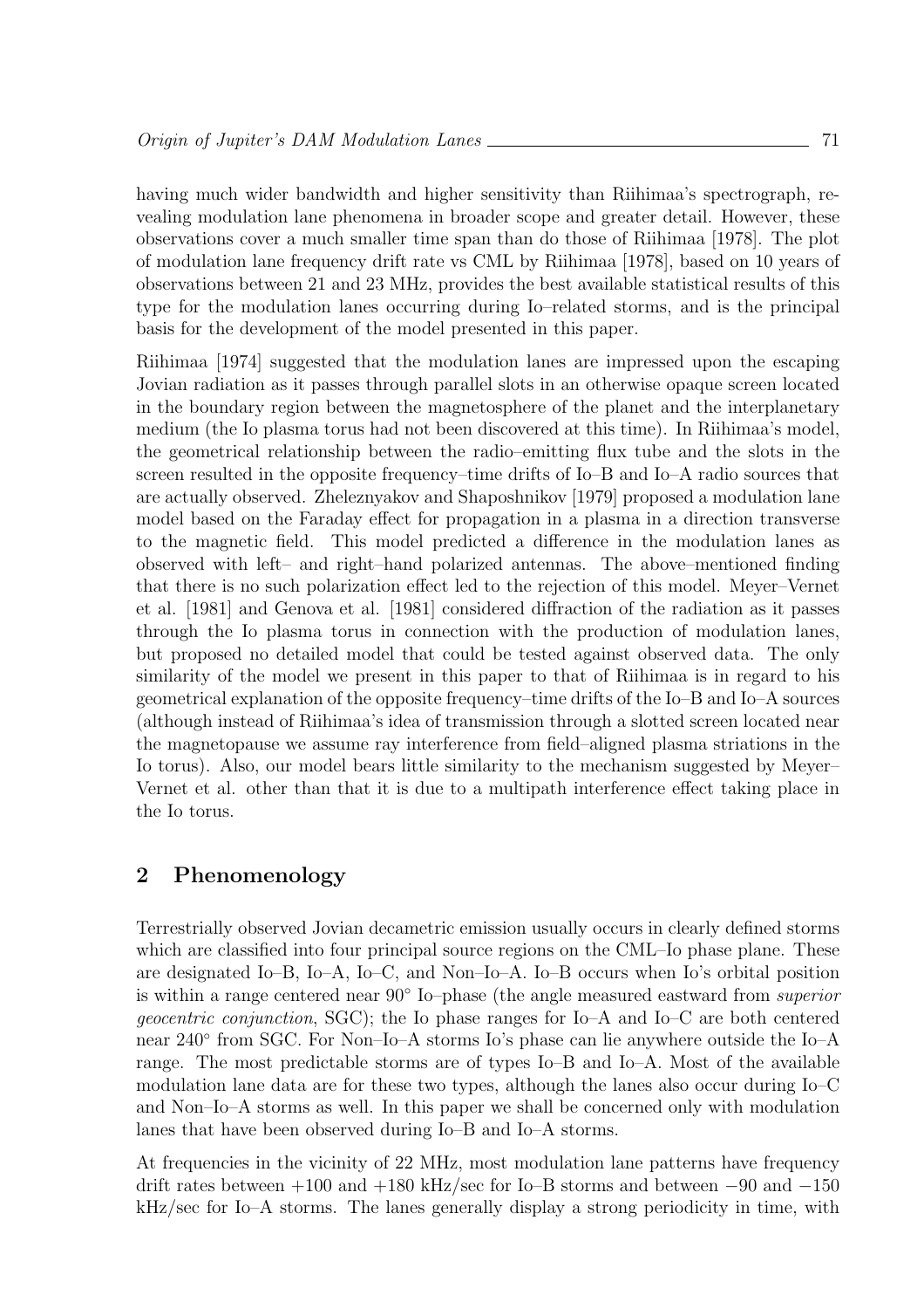having much wider bandwidth and higher sensitivity than Riihimaa's spectrograph, revealing modulation lane phenomena in broader scope and greater detail. However, these observations cover a much smaller time span than do those of Riihimaa [1978]. The plot of modulation lane frequency drift rate vs CML by Riihimaa [1978], based on 10 years of observations between 21 and 23 MHz, provides the best available statistical results of this type for the modulation lanes occurring during Io–related storms, and is the principal basis for the development of the model presented in this paper.

Riihimaa [1974] suggested that the modulation lanes are impressed upon the escaping Jovian radiation as it passes through parallel slots in an otherwise opaque screen located in the boundary region between the magnetosphere of the planet and the interplanetary medium (the Io plasma torus had not been discovered at this time). In Riihimaa's model, the geometrical relationship between the radio–emitting flux tube and the slots in the screen resulted in the opposite frequency–time drifts of Io–B and Io–A radio sources that are actually observed. Zheleznyakov and Shaposhnikov [1979] proposed a modulation lane model based on the Faraday effect for propagation in a plasma in a direction transverse to the magnetic field. This model predicted a difference in the modulation lanes as observed with left– and right–hand polarized antennas. The above–mentioned finding that there is no such polarization effect led to the rejection of this model. Meyer–Vernet et al. [1981] and Genova et al. [1981] considered diffraction of the radiation as it passes through the Io plasma torus in connection with the production of modulation lanes, but proposed no detailed model that could be tested against observed data. The only similarity of the model we present in this paper to that of Riihimaa is in regard to his geometrical explanation of the opposite frequency–time drifts of the Io–B and Io–A sources (although instead of Riihimaa's idea of transmission through a slotted screen located near the magnetopause we assume ray interference from field–aligned plasma striations in the Io torus). Also, our model bears little similarity to the mechanism suggested by Meyer–Vernet et al. other than that it is due to a multipath interference effect taking place in the Io torus.

## 2 Phenomenology

Terrestrially observed Jovian decametric emission usually occurs in clearly defined storms which are classified into four principal source regions on the CML–Io phase plane. These are designated Io–B, Io–A, Io–C, and Non–Io–A. Io–B occurs when Io's orbital position is within a range centered near $90^\circ$ Io–phase (the angle measured eastward from *superior geocentric conjunction*, SGC); the Io phase ranges for Io–A and Io–C are both centered near $240^\circ$ from SGC. For Non–Io–A storms Io's phase can lie anywhere outside the Io–A range. The most predictable storms are of types Io–B and Io–A. Most of the available modulation lane data are for these two types, although the lanes also occur during Io–C and Non–Io–A storms as well. In this paper we shall be concerned only with modulation lanes that have been observed during Io–B and Io–A storms.

At frequencies in the vicinity of 22 MHz, most modulation lane patterns have frequency drift rates between +100 and +180 kHz/sec for Io–B storms and between −90 and −150 kHz/sec for Io–A storms. The lanes generally display a strong periodicity in time, with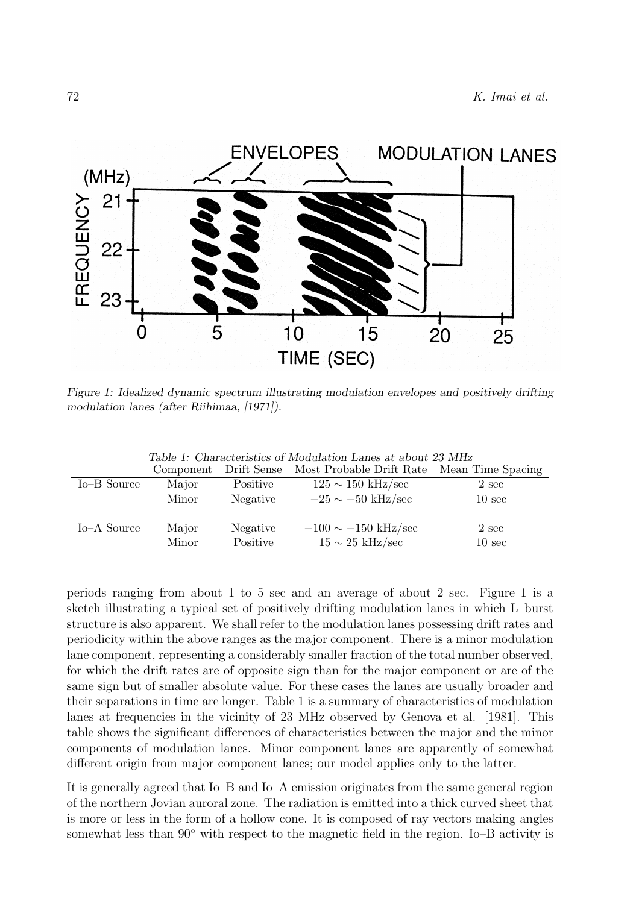Figure 1: Idealized dynamic spectrum illustrating modulation envelopes and positively drifting modulation lanes (after Riihimaa, [1971]).

*Table 1: Characteristics of Modulation Lanes at about 23 MHz*

| | Component | Drift Sense | Most Probable Drift Rate | Mean Time Spacing |
|---|---|---|---|---|
| Io–B Source | Major | Positive | $125 \sim 150$ kHz/sec | 2 sec |
| | Minor | Negative | $-25 \sim -50$ kHz/sec | 10 sec |
| Io–A Source | Major | Negative | $-100 \sim -150$ kHz/sec | 2 sec |
| | Minor | Positive | $15 \sim 25$ kHz/sec | 10 sec |

periods ranging from about 1 to 5 sec and an average of about 2 sec. Figure 1 is a sketch illustrating a typical set of positively drifting modulation lanes in which L–burst structure is also apparent. We shall refer to the modulation lanes possessing drift rates and periodicity within the above ranges as the major component. There is a minor modulation lane component, representing a considerably smaller fraction of the total number observed, for which the drift rates are of opposite sign than for the major component or are of the same sign but of smaller absolute value. For these cases the lanes are usually broader and their separations in time are longer. Table 1 is a summary of characteristics of modulation lanes at frequencies in the vicinity of 23 MHz observed by Genova et al. [1981]. This table shows the significant differences of characteristics between the major and the minor components of modulation lanes. Minor component lanes are apparently of somewhat different origin from major component lanes; our model applies only to the latter.

It is generally agreed that Io–B and Io–A emission originates from the same general region of the northern Jovian auroral zone. The radiation is emitted into a thick curved sheet that is more or less in the form of a hollow cone. It is composed of ray vectors making angles somewhat less than 90° with respect to the magnetic field in the region. Io–B activity is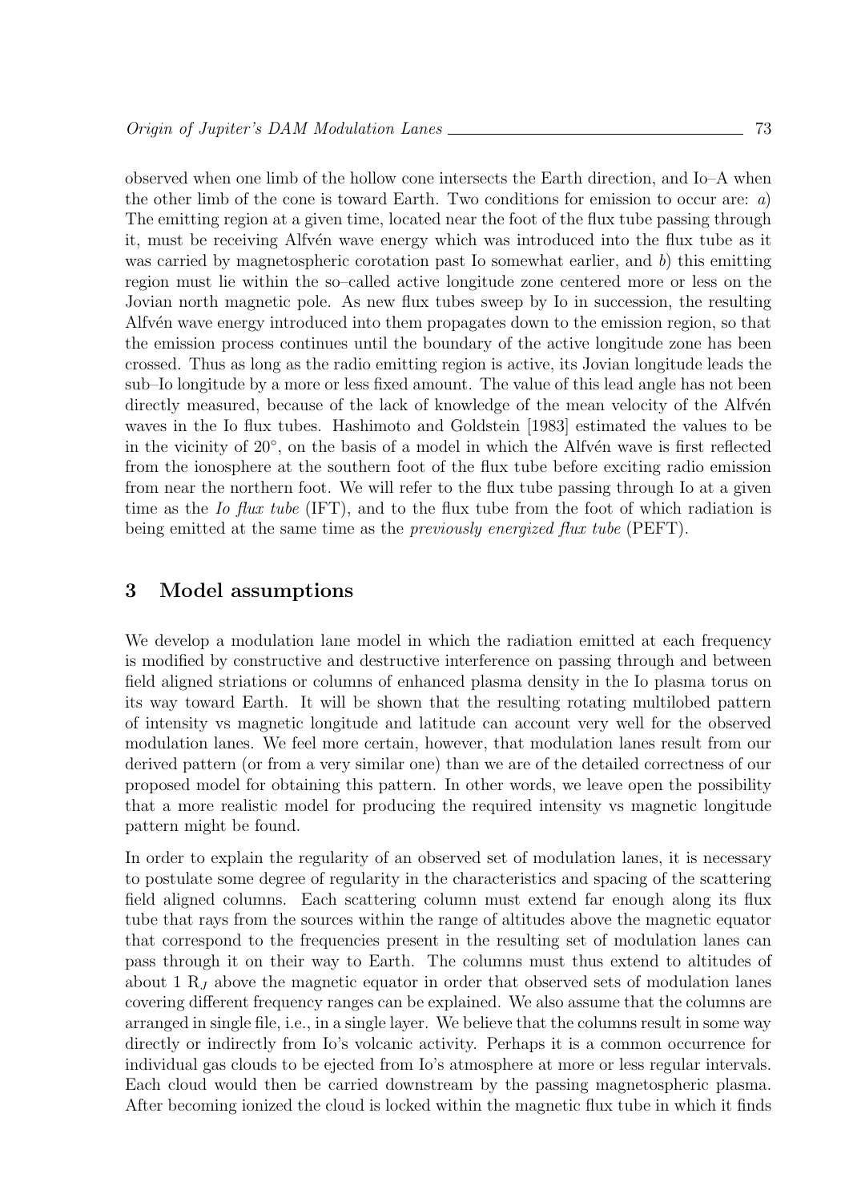observed when one limb of the hollow cone intersects the Earth direction, and Io–A when the other limb of the cone is toward Earth. Two conditions for emission to occur are: *a*) The emitting region at a given time, located near the foot of the flux tube passing through it, must be receiving Alfvén wave energy which was introduced into the flux tube as it was carried by magnetospheric corotation past Io somewhat earlier, and *b*) this emitting region must lie within the so–called active longitude zone centered more or less on the Jovian north magnetic pole. As new flux tubes sweep by Io in succession, the resulting Alfvén wave energy introduced into them propagates down to the emission region, so that the emission process continues until the boundary of the active longitude zone has been crossed. Thus as long as the radio emitting region is active, its Jovian longitude leads the sub–Io longitude by a more or less fixed amount. The value of this lead angle has not been directly measured, because of the lack of knowledge of the mean velocity of the Alfvén waves in the Io flux tubes. Hashimoto and Goldstein [1983] estimated the values to be in the vicinity of 20°, on the basis of a model in which the Alfvén wave is first reflected from the ionosphere at the southern foot of the flux tube before exciting radio emission from near the northern foot. We will refer to the flux tube passing through Io at a given time as the *Io flux tube* (IFT), and to the flux tube from the foot of which radiation is being emitted at the same time as the *previously energized flux tube* (PEFT).

## 3 Model assumptions

We develop a modulation lane model in which the radiation emitted at each frequency is modified by constructive and destructive interference on passing through and between field aligned striations or columns of enhanced plasma density in the Io plasma torus on its way toward Earth. It will be shown that the resulting rotating multilobed pattern of intensity vs magnetic longitude and latitude can account very well for the observed modulation lanes. We feel more certain, however, that modulation lanes result from our derived pattern (or from a very similar one) than we are of the detailed correctness of our proposed model for obtaining this pattern. In other words, we leave open the possibility that a more realistic model for producing the required intensity vs magnetic longitude pattern might be found.

In order to explain the regularity of an observed set of modulation lanes, it is necessary to postulate some degree of regularity in the characteristics and spacing of the scattering field aligned columns. Each scattering column must extend far enough along its flux tube that rays from the sources within the range of altitudes above the magnetic equator that correspond to the frequencies present in the resulting set of modulation lanes can pass through it on their way to Earth. The columns must thus extend to altitudes of about 1 $R_J$ above the magnetic equator in order that observed sets of modulation lanes covering different frequency ranges can be explained. We also assume that the columns are arranged in single file, i.e., in a single layer. We believe that the columns result in some way directly or indirectly from Io's volcanic activity. Perhaps it is a common occurrence for individual gas clouds to be ejected from Io's atmosphere at more or less regular intervals. Each cloud would then be carried downstream by the passing magnetospheric plasma. After becoming ionized the cloud is locked within the magnetic flux tube in which it finds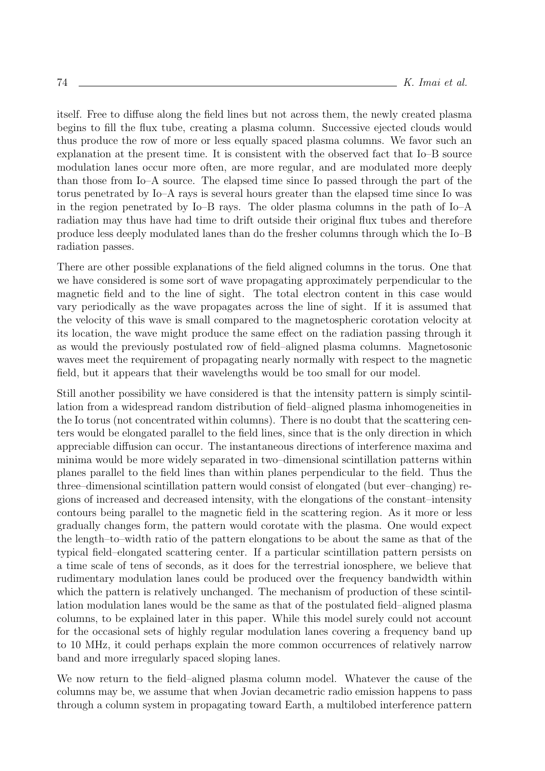itself. Free to diffuse along the field lines but not across them, the newly created plasma begins to fill the flux tube, creating a plasma column. Successive ejected clouds would thus produce the row of more or less equally spaced plasma columns. We favor such an explanation at the present time. It is consistent with the observed fact that Io–B source modulation lanes occur more often, are more regular, and are modulated more deeply than those from Io–A source. The elapsed time since Io passed through the part of the torus penetrated by Io–A rays is several hours greater than the elapsed time since Io was in the region penetrated by Io–B rays. The older plasma columns in the path of Io–A radiation may thus have had time to drift outside their original flux tubes and therefore produce less deeply modulated lanes than do the fresher columns through which the Io–B radiation passes.

There are other possible explanations of the field aligned columns in the torus. One that we have considered is some sort of wave propagating approximately perpendicular to the magnetic field and to the line of sight. The total electron content in this case would vary periodically as the wave propagates across the line of sight. If it is assumed that the velocity of this wave is small compared to the magnetospheric corotation velocity at its location, the wave might produce the same effect on the radiation passing through it as would the previously postulated row of field–aligned plasma columns. Magnetosonic waves meet the requirement of propagating nearly normally with respect to the magnetic field, but it appears that their wavelengths would be too small for our model.

Still another possibility we have considered is that the intensity pattern is simply scintillation from a widespread random distribution of field–aligned plasma inhomogeneities in the Io torus (not concentrated within columns). There is no doubt that the scattering centers would be elongated parallel to the field lines, since that is the only direction in which appreciable diffusion can occur. The instantaneous directions of interference maxima and minima would be more widely separated in two–dimensional scintillation patterns within planes parallel to the field lines than within planes perpendicular to the field. Thus the three–dimensional scintillation pattern would consist of elongated (but ever–changing) regions of increased and decreased intensity, with the elongations of the constant–intensity contours being parallel to the magnetic field in the scattering region. As it more or less gradually changes form, the pattern would corotate with the plasma. One would expect the length–to–width ratio of the pattern elongations to be about the same as that of the typical field–elongated scattering center. If a particular scintillation pattern persists on a time scale of tens of seconds, as it does for the terrestrial ionosphere, we believe that rudimentary modulation lanes could be produced over the frequency bandwidth within which the pattern is relatively unchanged. The mechanism of production of these scintillation modulation lanes would be the same as that of the postulated field–aligned plasma columns, to be explained later in this paper. While this model surely could not account for the occasional sets of highly regular modulation lanes covering a frequency band up to 10 MHz, it could perhaps explain the more common occurrences of relatively narrow band and more irregularly spaced sloping lanes.

We now return to the field–aligned plasma column model. Whatever the cause of the columns may be, we assume that when Jovian decametric radio emission happens to pass through a column system in propagating toward Earth, a multilobed interference pattern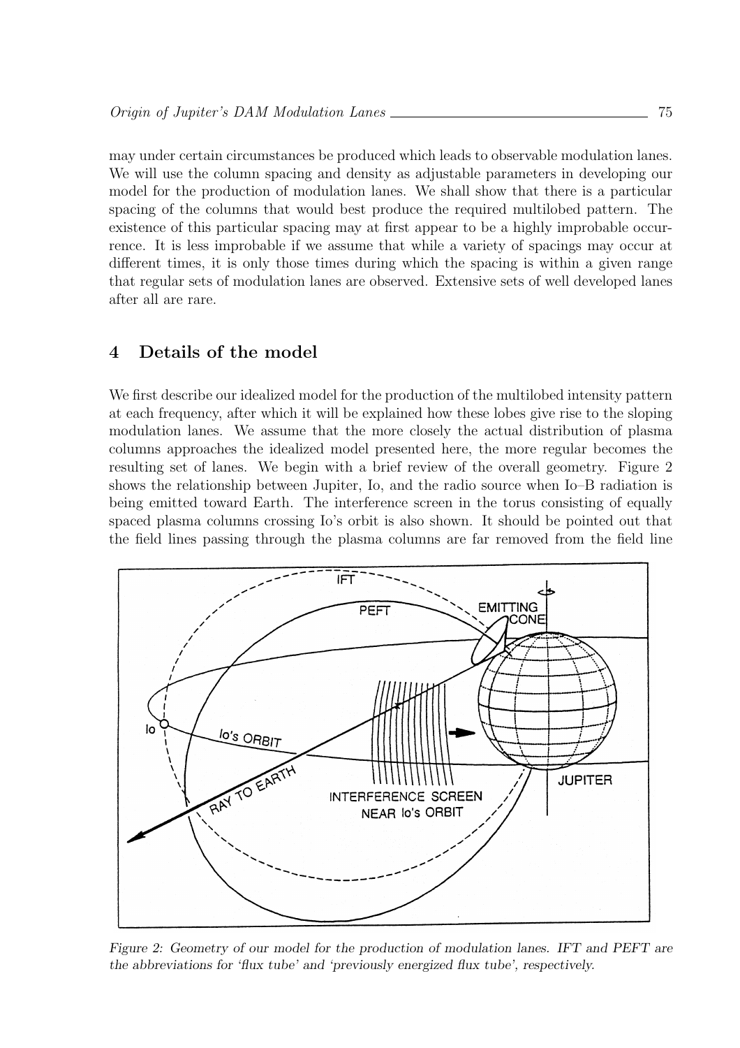may under certain circumstances be produced which leads to observable modulation lanes. We will use the column spacing and density as adjustable parameters in developing our model for the production of modulation lanes. We shall show that there is a particular spacing of the columns that would best produce the required multilobed pattern. The existence of this particular spacing may at first appear to be a highly improbable occurrence. It is less improbable if we assume that while a variety of spacings may occur at different times, it is only those times during which the spacing is within a given range that regular sets of modulation lanes are observed. Extensive sets of well developed lanes after all are rare.

## 4 Details of the model

We first describe our idealized model for the production of the multilobed intensity pattern at each frequency, after which it will be explained how these lobes give rise to the sloping modulation lanes. We assume that the more closely the actual distribution of plasma columns approaches the idealized model presented here, the more regular becomes the resulting set of lanes. We begin with a brief review of the overall geometry. Figure 2 shows the relationship between Jupiter, Io, and the radio source when Io–B radiation is being emitted toward Earth. The interference screen in the torus consisting of equally spaced plasma columns crossing Io's orbit is also shown. It should be pointed out that the field lines passing through the plasma columns are far removed from the field line

*Figure 2: Geometry of our model for the production of modulation lanes. IFT and PEFT are the abbreviations for 'flux tube' and 'previously energized flux tube', respectively.*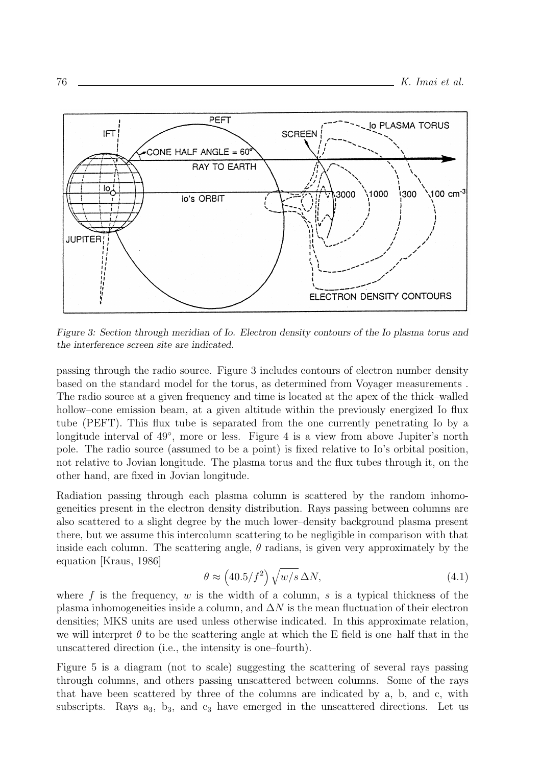Figure 3: Section through meridian of Io. Electron density contours of the Io plasma torus and the interference screen site are indicated.

passing through the radio source. Figure 3 includes contours of electron number density based on the standard model for the torus, as determined from Voyager measurements . The radio source at a given frequency and time is located at the apex of the thick–walled hollow–cone emission beam, at a given altitude within the previously energized Io flux tube (PEFT). This flux tube is separated from the one currently penetrating Io by a longitude interval of 49°, more or less. Figure 4 is a view from above Jupiter's north pole. The radio source (assumed to be a point) is fixed relative to Io's orbital position, not relative to Jovian longitude. The plasma torus and the flux tubes through it, on the other hand, are fixed in Jovian longitude.

Radiation passing through each plasma column is scattered by the random inhomogeneities present in the electron density distribution. Rays passing between columns are also scattered to a slight degree by the much lower–density background plasma present there, but we assume this intercolumn scattering to be negligible in comparison with that inside each column. The scattering angle, $\theta$ radians, is given very approximately by the equation [Kraus, 1986]

$$\theta \approx \left(40.5/f^2\right)\sqrt{w/s}\,\Delta N, \tag{4.1}$$

where $f$ is the frequency, $w$ is the width of a column, $s$ is a typical thickness of the plasma inhomogeneities inside a column, and $\Delta N$ is the mean fluctuation of their electron densities; MKS units are used unless otherwise indicated. In this approximate relation, we will interpret $\theta$ to be the scattering angle at which the E field is one–half that in the unscattered direction (i.e., the intensity is one–fourth).

Figure 5 is a diagram (not to scale) suggesting the scattering of several rays passing through columns, and others passing unscattered between columns. Some of the rays that have been scattered by three of the columns are indicated by a, b, and c, with subscripts. Rays $a_3$, $b_3$, and $c_3$ have emerged in the unscattered directions. Let us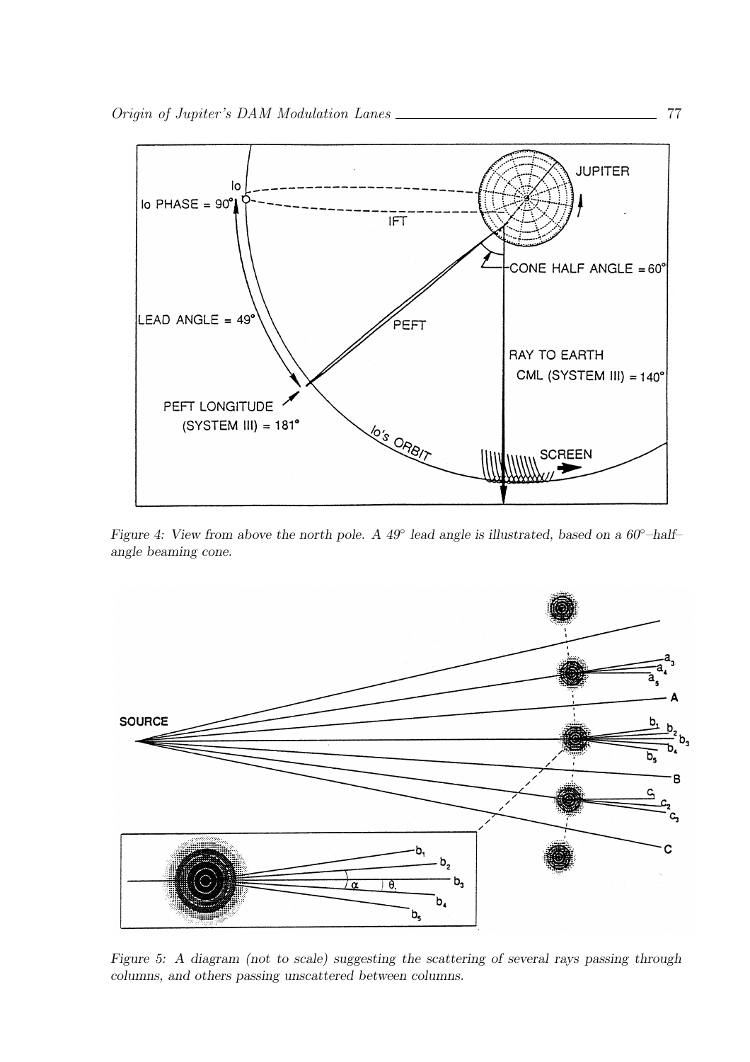Figure 4: View from above the north pole. A 49° lead angle is illustrated, based on a 60°–half–angle beaming cone.

Figure 5: A diagram (not to scale) suggesting the scattering of several rays passing through columns, and others passing unscattered between columns.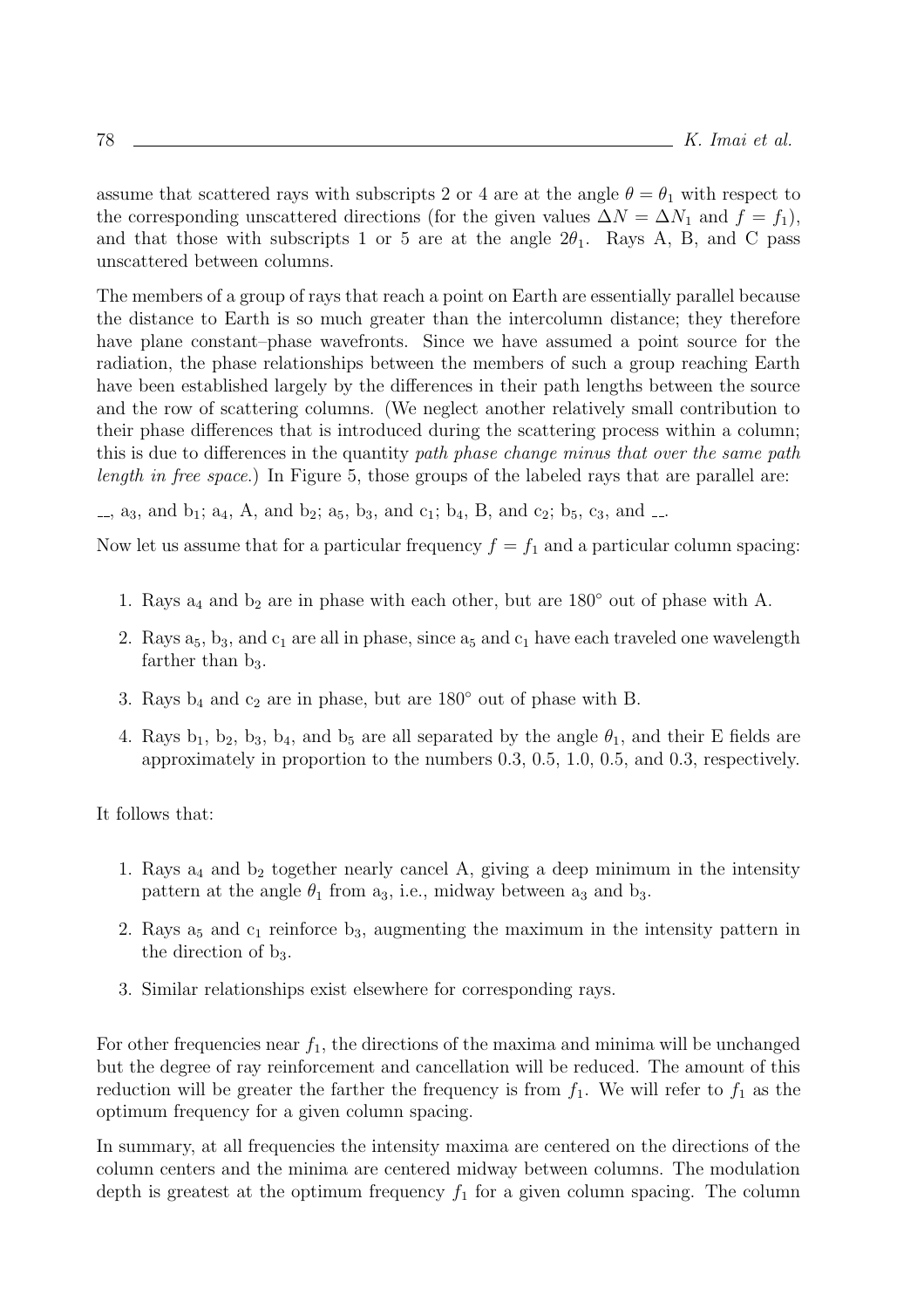assume that scattered rays with subscripts 2 or 4 are at the angle $\theta = \theta_1$ with respect to the corresponding unscattered directions (for the given values $\Delta N = \Delta N_1$ and $f = f_1$), and that those with subscripts 1 or 5 are at the angle $2\theta_1$. Rays A, B, and C pass unscattered between columns.

The members of a group of rays that reach a point on Earth are essentially parallel because the distance to Earth is so much greater than the intercolumn distance; they therefore have plane constant–phase wavefronts. Since we have assumed a point source for the radiation, the phase relationships between the members of such a group reaching Earth have been established largely by the differences in their path lengths between the source and the row of scattering columns. (We neglect another relatively small contribution to their phase differences that is introduced during the scattering process within a column; this is due to differences in the quantity *path phase change minus that over the same path length in free space.*) In Figure 5, those groups of the labeled rays that are parallel are:

__, $a_3$, and $b_1$; $a_4$, A, and $b_2$; $a_5$, $b_3$, and $c_1$; $b_4$, B, and $c_2$; $b_5$, $c_3$, and __.

Now let us assume that for a particular frequency $f = f_1$ and a particular column spacing:

1. Rays $a_4$ and $b_2$ are in phase with each other, but are 180° out of phase with A.
2. Rays $a_5$, $b_3$, and $c_1$ are all in phase, since $a_5$ and $c_1$ have each traveled one wavelength farther than $b_3$.
3. Rays $b_4$ and $c_2$ are in phase, but are 180° out of phase with B.
4. Rays $b_1$, $b_2$, $b_3$, $b_4$, and $b_5$ are all separated by the angle $\theta_1$, and their E fields are approximately in proportion to the numbers 0.3, 0.5, 1.0, 0.5, and 0.3, respectively.

It follows that:

1. Rays $a_4$ and $b_2$ together nearly cancel A, giving a deep minimum in the intensity pattern at the angle $\theta_1$ from $a_3$, i.e., midway between $a_3$ and $b_3$.
2. Rays $a_5$ and $c_1$ reinforce $b_3$, augmenting the maximum in the intensity pattern in the direction of $b_3$.
3. Similar relationships exist elsewhere for corresponding rays.

For other frequencies near $f_1$, the directions of the maxima and minima will be unchanged but the degree of ray reinforcement and cancellation will be reduced. The amount of this reduction will be greater the farther the frequency is from $f_1$. We will refer to $f_1$ as the optimum frequency for a given column spacing.

In summary, at all frequencies the intensity maxima are centered on the directions of the column centers and the minima are centered midway between columns. The modulation depth is greatest at the optimum frequency $f_1$ for a given column spacing. The column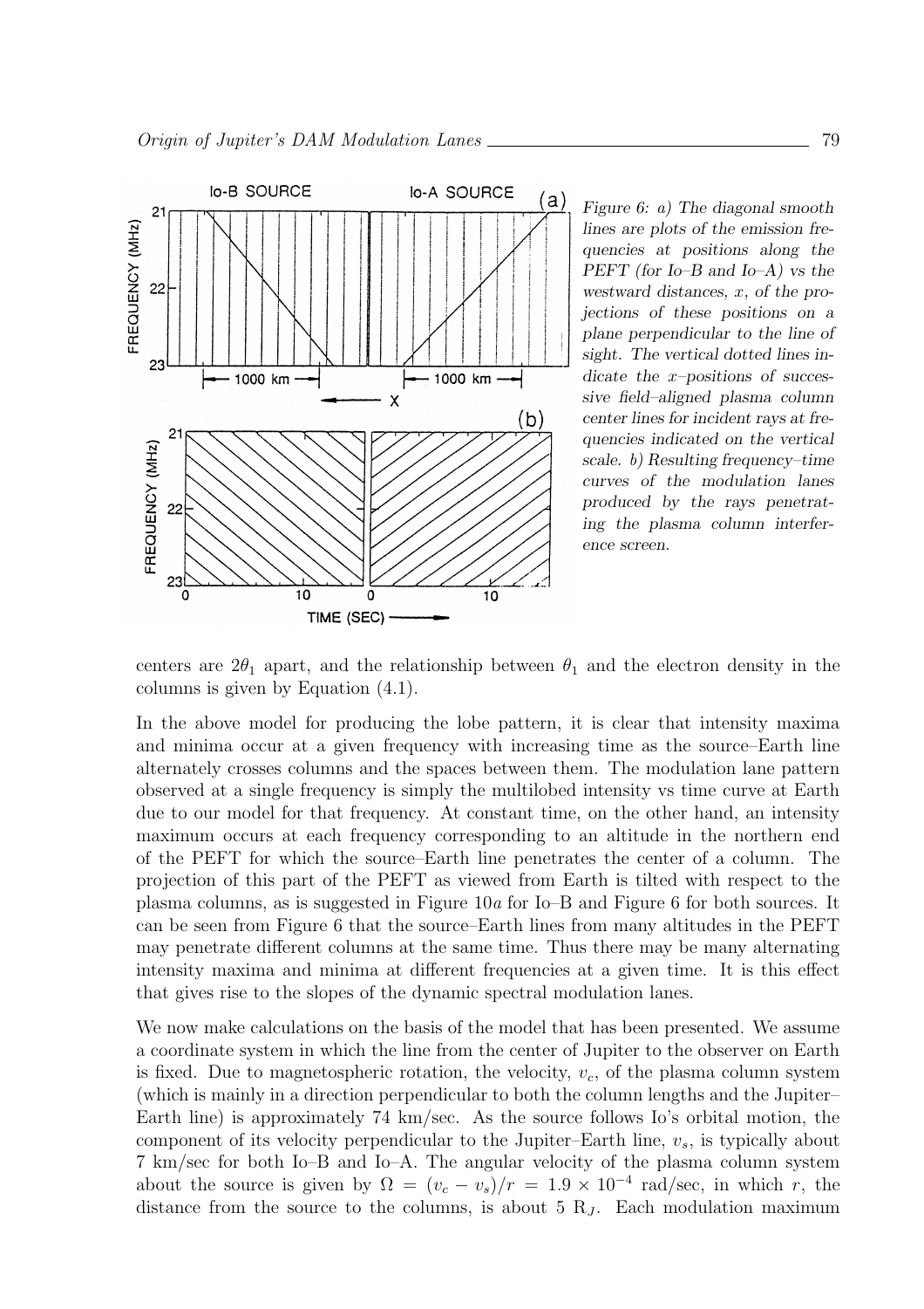*Figure 6: a) The diagonal smooth lines are plots of the emission frequencies at positions along the PEFT (for Io–B and Io–A) vs the westward distances, x, of the projections of these positions on a plane perpendicular to the line of sight. The vertical dotted lines indicate the x–positions of successive field–aligned plasma column center lines for incident rays at frequencies indicated on the vertical scale. b) Resulting frequency–time curves of the modulation lanes produced by the rays penetrating the plasma column interference screen.*

centers are $2\theta_1$ apart, and the relationship between $\theta_1$ and the electron density in the columns is given by Equation (4.1).

In the above model for producing the lobe pattern, it is clear that intensity maxima and minima occur at a given frequency with increasing time as the source–Earth line alternately crosses columns and the spaces between them. The modulation lane pattern observed at a single frequency is simply the multilobed intensity vs time curve at Earth due to our model for that frequency. At constant time, on the other hand, an intensity maximum occurs at each frequency corresponding to an altitude in the northern end of the PEFT for which the source–Earth line penetrates the center of a column. The projection of this part of the PEFT as viewed from Earth is tilted with respect to the plasma columns, as is suggested in Figure 10*a* for Io–B and Figure 6 for both sources. It can be seen from Figure 6 that the source–Earth lines from many altitudes in the PEFT may penetrate different columns at the same time. Thus there may be many alternating intensity maxima and minima at different frequencies at a given time. It is this effect that gives rise to the slopes of the dynamic spectral modulation lanes.

We now make calculations on the basis of the model that has been presented. We assume a coordinate system in which the line from the center of Jupiter to the observer on Earth is fixed. Due to magnetospheric rotation, the velocity, $v_c$, of the plasma column system (which is mainly in a direction perpendicular to both the column lengths and the Jupiter–Earth line) is approximately 74 km/sec. As the source follows Io's orbital motion, the component of its velocity perpendicular to the Jupiter–Earth line, $v_s$, is typically about 7 km/sec for both Io–B and Io–A. The angular velocity of the plasma column system about the source is given by $\Omega = (v_c - v_s)/r = 1.9 \times 10^{-4}$ rad/sec, in which $r$, the distance from the source to the columns, is about 5 $R_J$. Each modulation maximum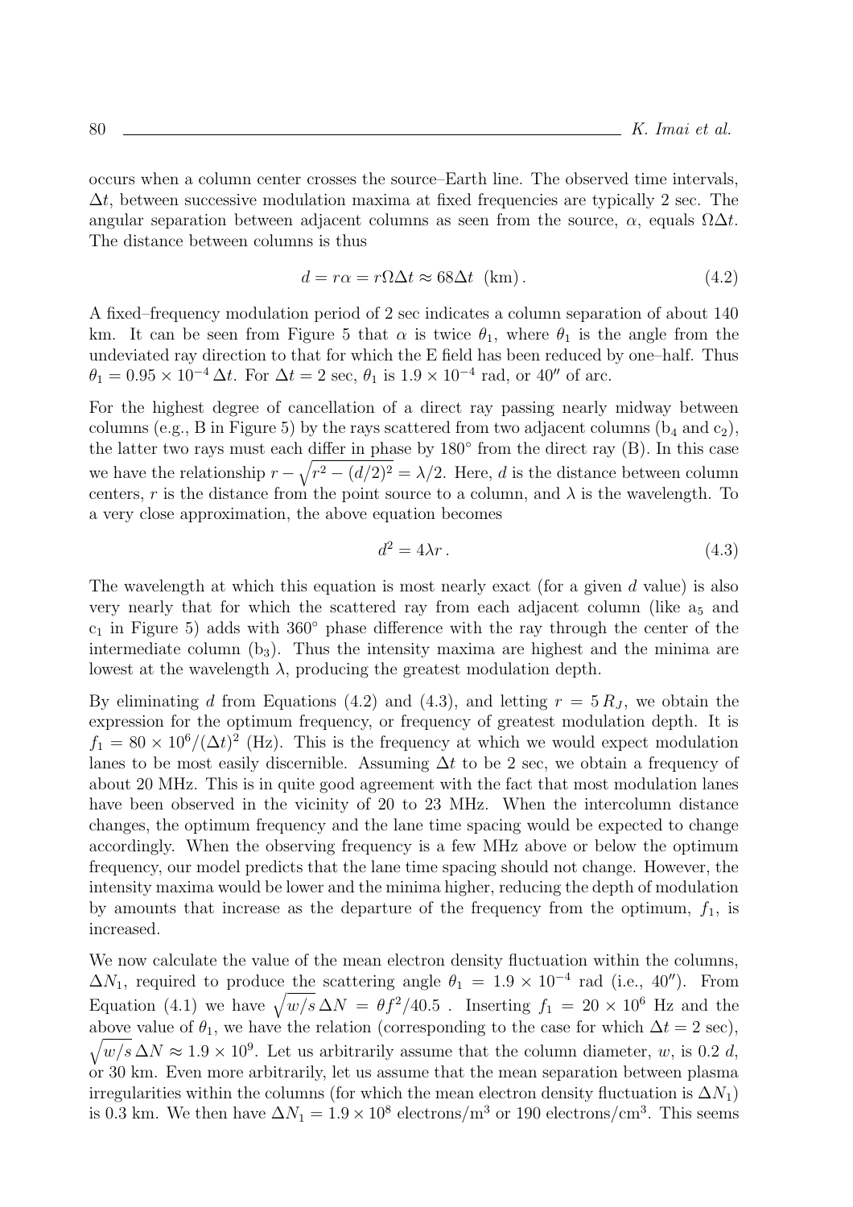occurs when a column center crosses the source–Earth line. The observed time intervals, $\Delta t$, between successive modulation maxima at fixed frequencies are typically 2 sec. The angular separation between adjacent columns as seen from the source, $\alpha$, equals $\Omega \Delta t$. The distance between columns is thus

$$d = r\alpha = r\Omega\Delta t \approx 68\Delta t \ \text{(km)}\,. \tag{4.2}$$

A fixed–frequency modulation period of 2 sec indicates a column separation of about 140 km. It can be seen from Figure 5 that $\alpha$ is twice $\theta_1$, where $\theta_1$ is the angle from the undeviated ray direction to that for which the E field has been reduced by one–half. Thus $\theta_1 = 0.95 \times 10^{-4}\,\Delta t$. For $\Delta t = 2$ sec, $\theta_1$ is $1.9 \times 10^{-4}$ rad, or $40''$ of arc.

For the highest degree of cancellation of a direct ray passing nearly midway between columns (e.g., B in Figure 5) by the rays scattered from two adjacent columns ($b_4$ and $c_2$), the latter two rays must each differ in phase by 180° from the direct ray (B). In this case we have the relationship $r - \sqrt{r^2 - (d/2)^2} = \lambda/2$. Here, $d$ is the distance between column centers, $r$ is the distance from the point source to a column, and $\lambda$ is the wavelength. To a very close approximation, the above equation becomes

$$d^2 = 4\lambda r\,. \tag{4.3}$$

The wavelength at which this equation is most nearly exact (for a given $d$ value) is also very nearly that for which the scattered ray from each adjacent column (like $a_5$ and $c_1$ in Figure 5) adds with 360° phase difference with the ray through the center of the intermediate column ($b_3$). Thus the intensity maxima are highest and the minima are lowest at the wavelength $\lambda$, producing the greatest modulation depth.

By eliminating $d$ from Equations (4.2) and (4.3), and letting $r = 5\,R_J$, we obtain the expression for the optimum frequency, or frequency of greatest modulation depth. It is $f_1 = 80 \times 10^6/(\Delta t)^2$ (Hz). This is the frequency at which we would expect modulation lanes to be most easily discernible. Assuming $\Delta t$ to be 2 sec, we obtain a frequency of about 20 MHz. This is in quite good agreement with the fact that most modulation lanes have been observed in the vicinity of 20 to 23 MHz. When the intercolumn distance changes, the optimum frequency and the lane time spacing would be expected to change accordingly. When the observing frequency is a few MHz above or below the optimum frequency, our model predicts that the lane time spacing should not change. However, the intensity maxima would be lower and the minima higher, reducing the depth of modulation by amounts that increase as the departure of the frequency from the optimum, $f_1$, is increased.

We now calculate the value of the mean electron density fluctuation within the columns, $\Delta N_1$, required to produce the scattering angle $\theta_1 = 1.9 \times 10^{-4}$ rad (i.e., $40''$). From Equation (4.1) we have $\sqrt{w/s}\,\Delta N = \theta f^2/40.5$ . Inserting $f_1 = 20 \times 10^6$ Hz and the above value of $\theta_1$, we have the relation (corresponding to the case for which $\Delta t = 2$ sec), $\sqrt{w/s}\,\Delta N \approx 1.9 \times 10^9$. Let us arbitrarily assume that the column diameter, $w$, is 0.2 $d$, or 30 km. Even more arbitrarily, let us assume that the mean separation between plasma irregularities within the columns (for which the mean electron density fluctuation is $\Delta N_1$) is 0.3 km. We then have $\Delta N_1 = 1.9 \times 10^8$ electrons/m$^3$ or 190 electrons/cm$^3$. This seems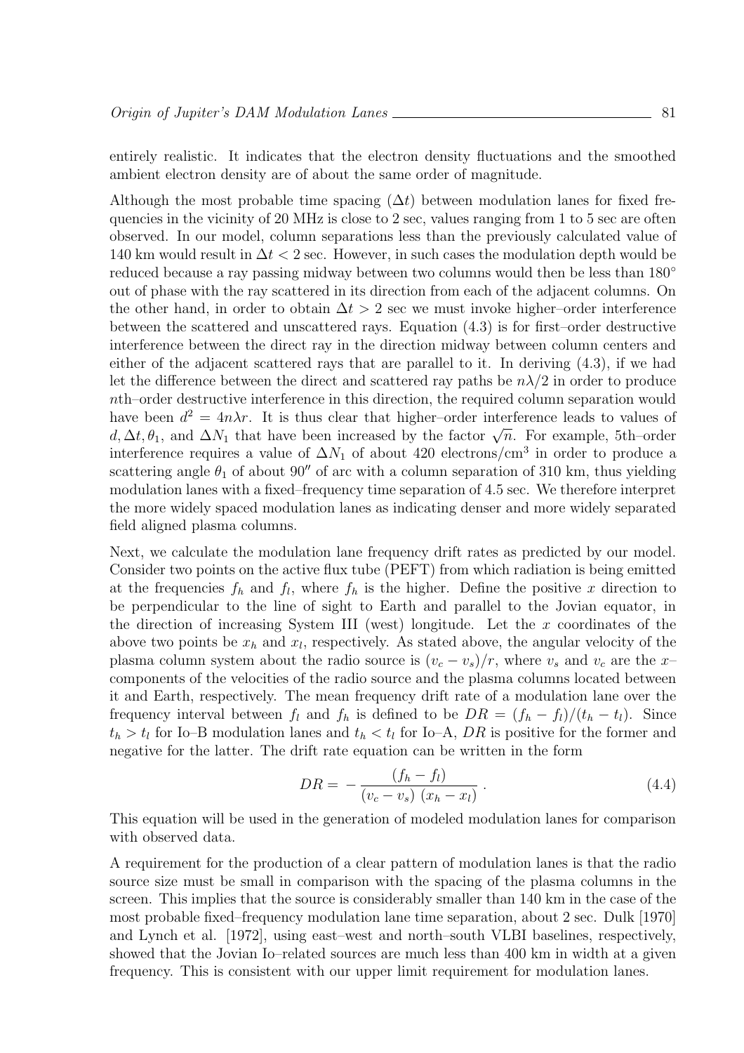entirely realistic. It indicates that the electron density fluctuations and the smoothed ambient electron density are of about the same order of magnitude.

Although the most probable time spacing ($\Delta t$) between modulation lanes for fixed frequencies in the vicinity of 20 MHz is close to 2 sec, values ranging from 1 to 5 sec are often observed. In our model, column separations less than the previously calculated value of 140 km would result in $\Delta t < 2$ sec. However, in such cases the modulation depth would be reduced because a ray passing midway between two columns would then be less than 180° out of phase with the ray scattered in its direction from each of the adjacent columns. On the other hand, in order to obtain $\Delta t > 2$ sec we must invoke higher–order interference between the scattered and unscattered rays. Equation (4.3) is for first–order destructive interference between the direct ray in the direction midway between column centers and either of the adjacent scattered rays that are parallel to it. In deriving (4.3), if we had let the difference between the direct and scattered ray paths be $n\lambda/2$ in order to produce $n$th–order destructive interference in this direction, the required column separation would have been $d^2 = 4n\lambda r$. It is thus clear that higher–order interference leads to values of $d, \Delta t, \theta_1$, and $\Delta N_1$ that have been increased by the factor $\sqrt{n}$. For example, 5th–order interference requires a value of $\Delta N_1$ of about 420 electrons/cm$^3$ in order to produce a scattering angle $\theta_1$ of about 90″ of arc with a column separation of 310 km, thus yielding modulation lanes with a fixed–frequency time separation of 4.5 sec. We therefore interpret the more widely spaced modulation lanes as indicating denser and more widely separated field aligned plasma columns.

Next, we calculate the modulation lane frequency drift rates as predicted by our model. Consider two points on the active flux tube (PEFT) from which radiation is being emitted at the frequencies $f_h$ and $f_l$, where $f_h$ is the higher. Define the positive $x$ direction to be perpendicular to the line of sight to Earth and parallel to the Jovian equator, in the direction of increasing System III (west) longitude. Let the $x$ coordinates of the above two points be $x_h$ and $x_l$, respectively. As stated above, the angular velocity of the plasma column system about the radio source is $(v_c - v_s)/r$, where $v_s$ and $v_c$ are the $x$–components of the velocities of the radio source and the plasma columns located between it and Earth, respectively. The mean frequency drift rate of a modulation lane over the frequency interval between $f_l$ and $f_h$ is defined to be $DR = (f_h - f_l)/(t_h - t_l)$. Since $t_h > t_l$ for Io–B modulation lanes and $t_h < t_l$ for Io–A, $DR$ is positive for the former and negative for the latter. The drift rate equation can be written in the form

$$DR = -\frac{(f_h - f_l)}{(v_c - v_s)\,(x_h - x_l)}\,. \tag{4.4}$$

This equation will be used in the generation of modeled modulation lanes for comparison with observed data.

A requirement for the production of a clear pattern of modulation lanes is that the radio source size must be small in comparison with the spacing of the plasma columns in the screen. This implies that the source is considerably smaller than 140 km in the case of the most probable fixed–frequency modulation lane time separation, about 2 sec. Dulk [1970] and Lynch et al. [1972], using east–west and north–south VLBI baselines, respectively, showed that the Jovian Io–related sources are much less than 400 km in width at a given frequency. This is consistent with our upper limit requirement for modulation lanes.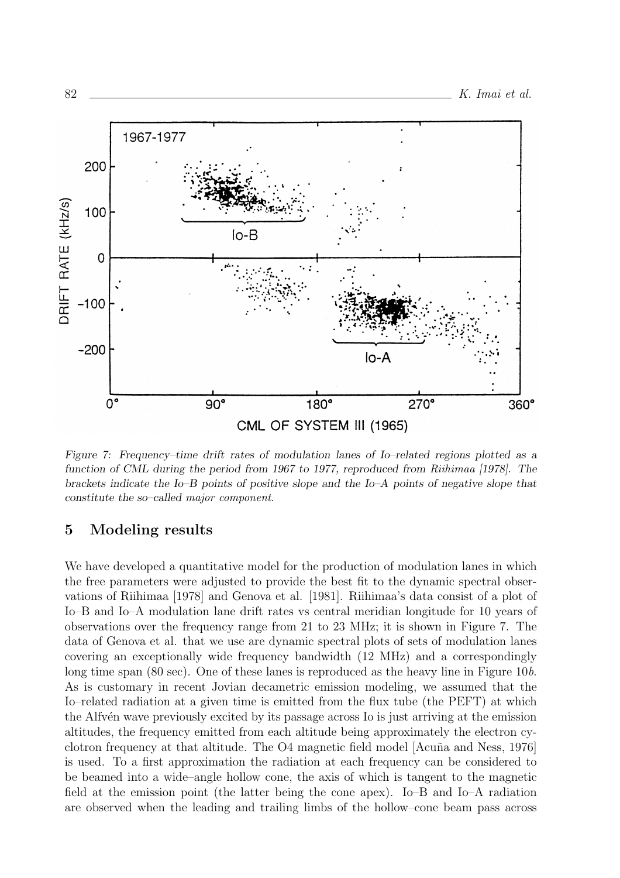*Figure 7: Frequency–time drift rates of modulation lanes of Io–related regions plotted as a function of CML during the period from 1967 to 1977, reproduced from Riihimaa [1978]. The brackets indicate the Io–B points of positive slope and the Io–A points of negative slope that constitute the so–called major component.*

## 5 Modeling results

We have developed a quantitative model for the production of modulation lanes in which the free parameters were adjusted to provide the best fit to the dynamic spectral observations of Riihimaa [1978] and Genova et al. [1981]. Riihimaa's data consist of a plot of Io–B and Io–A modulation lane drift rates vs central meridian longitude for 10 years of observations over the frequency range from 21 to 23 MHz; it is shown in Figure 7. The data of Genova et al. that we use are dynamic spectral plots of sets of modulation lanes covering an exceptionally wide frequency bandwidth (12 MHz) and a correspondingly long time span (80 sec). One of these lanes is reproduced as the heavy line in Figure 10*b*. As is customary in recent Jovian decametric emission modeling, we assumed that the Io–related radiation at a given time is emitted from the flux tube (the PEFT) at which the Alfvén wave previously excited by its passage across Io is just arriving at the emission altitudes, the frequency emitted from each altitude being approximately the electron cyclotron frequency at that altitude. The O4 magnetic field model [Acuña and Ness, 1976] is used. To a first approximation the radiation at each frequency can be considered to be beamed into a wide–angle hollow cone, the axis of which is tangent to the magnetic field at the emission point (the latter being the cone apex). Io–B and Io–A radiation are observed when the leading and trailing limbs of the hollow–cone beam pass across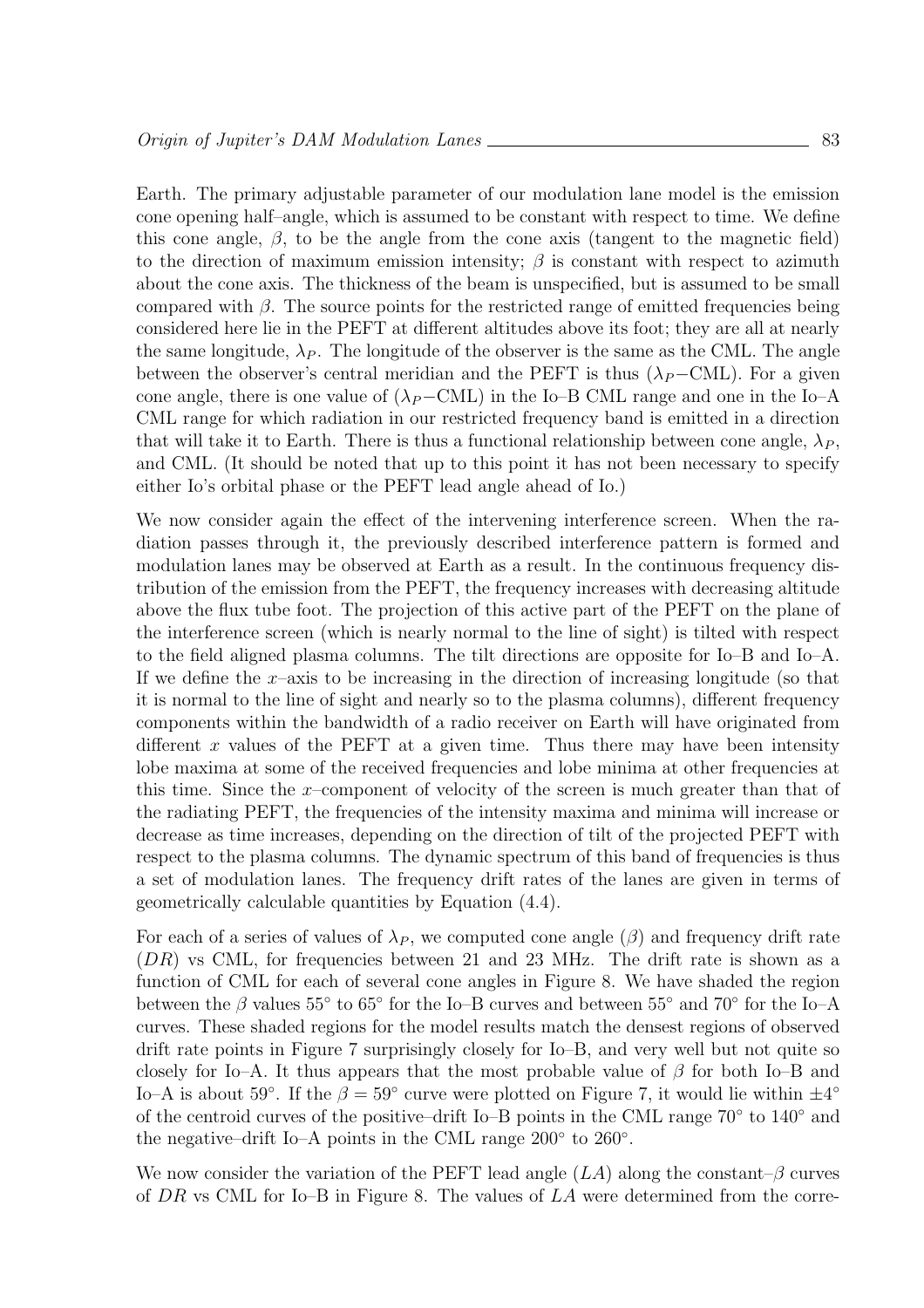Earth. The primary adjustable parameter of our modulation lane model is the emission cone opening half–angle, which is assumed to be constant with respect to time. We define this cone angle, $\beta$, to be the angle from the cone axis (tangent to the magnetic field) to the direction of maximum emission intensity; $\beta$ is constant with respect to azimuth about the cone axis. The thickness of the beam is unspecified, but is assumed to be small compared with $\beta$. The source points for the restricted range of emitted frequencies being considered here lie in the PEFT at different altitudes above its foot; they are all at nearly the same longitude, $\lambda_P$. The longitude of the observer is the same as the CML. The angle between the observer's central meridian and the PEFT is thus ($\lambda_P-$CML). For a given cone angle, there is one value of ($\lambda_P-$CML) in the Io–B CML range and one in the Io–A CML range for which radiation in our restricted frequency band is emitted in a direction that will take it to Earth. There is thus a functional relationship between cone angle, $\lambda_P$, and CML. (It should be noted that up to this point it has not been necessary to specify either Io's orbital phase or the PEFT lead angle ahead of Io.)

We now consider again the effect of the intervening interference screen. When the radiation passes through it, the previously described interference pattern is formed and modulation lanes may be observed at Earth as a result. In the continuous frequency distribution of the emission from the PEFT, the frequency increases with decreasing altitude above the flux tube foot. The projection of this active part of the PEFT on the plane of the interference screen (which is nearly normal to the line of sight) is tilted with respect to the field aligned plasma columns. The tilt directions are opposite for Io–B and Io–A. If we define the $x$–axis to be increasing in the direction of increasing longitude (so that it is normal to the line of sight and nearly so to the plasma columns), different frequency components within the bandwidth of a radio receiver on Earth will have originated from different $x$ values of the PEFT at a given time. Thus there may have been intensity lobe maxima at some of the received frequencies and lobe minima at other frequencies at this time. Since the $x$–component of velocity of the screen is much greater than that of the radiating PEFT, the frequencies of the intensity maxima and minima will increase or decrease as time increases, depending on the direction of tilt of the projected PEFT with respect to the plasma columns. The dynamic spectrum of this band of frequencies is thus a set of modulation lanes. The frequency drift rates of the lanes are given in terms of geometrically calculable quantities by Equation (4.4).

For each of a series of values of $\lambda_P$, we computed cone angle ($\beta$) and frequency drift rate ($DR$) vs CML, for frequencies between 21 and 23 MHz. The drift rate is shown as a function of CML for each of several cone angles in Figure 8. We have shaded the region between the $\beta$ values 55° to 65° for the Io–B curves and between 55° and 70° for the Io–A curves. These shaded regions for the model results match the densest regions of observed drift rate points in Figure 7 surprisingly closely for Io–B, and very well but not quite so closely for Io–A. It thus appears that the most probable value of $\beta$ for both Io–B and Io–A is about 59°. If the $\beta = 59°$ curve were plotted on Figure 7, it would lie within ±4° of the centroid curves of the positive–drift Io–B points in the CML range 70° to 140° and the negative–drift Io–A points in the CML range 200° to 260°.

We now consider the variation of the PEFT lead angle ($LA$) along the constant–$\beta$ curves of $DR$ vs CML for Io–B in Figure 8. The values of $LA$ were determined from the corre-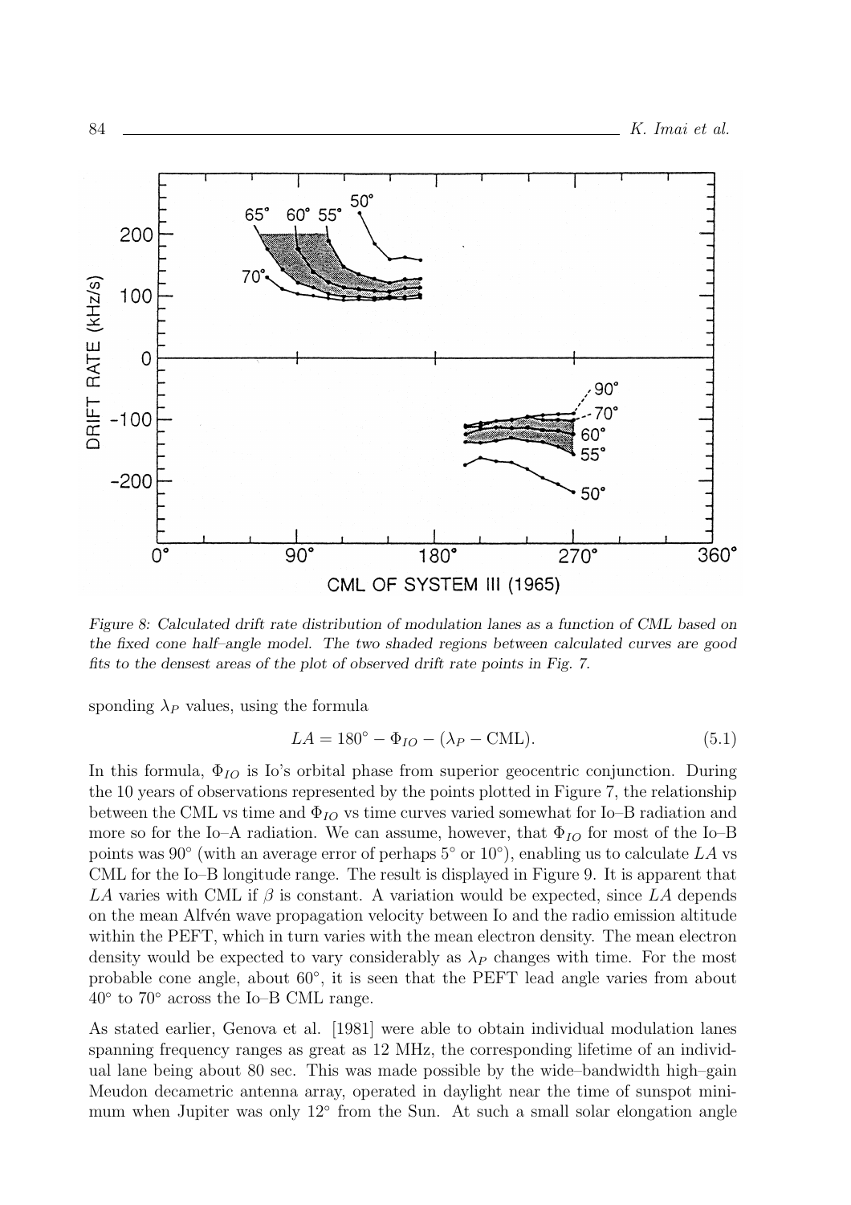Figure 8: Calculated drift rate distribution of modulation lanes as a function of CML based on the fixed cone half–angle model. The two shaded regions between calculated curves are good fits to the densest areas of the plot of observed drift rate points in Fig. 7.

sponding $\lambda_P$ values, using the formula

$$LA = 180^\circ - \Phi_{IO} - (\lambda_P - \text{CML}). \tag{5.1}$$

In this formula, $\Phi_{IO}$ is Io's orbital phase from superior geocentric conjunction. During the 10 years of observations represented by the points plotted in Figure 7, the relationship between the CML vs time and $\Phi_{IO}$ vs time curves varied somewhat for Io–B radiation and more so for the Io–A radiation. We can assume, however, that $\Phi_{IO}$ for most of the Io–B points was 90° (with an average error of perhaps 5° or 10°), enabling us to calculate $LA$ vs CML for the Io–B longitude range. The result is displayed in Figure 9. It is apparent that $LA$ varies with CML if $\beta$ is constant. A variation would be expected, since $LA$ depends on the mean Alfvén wave propagation velocity between Io and the radio emission altitude within the PEFT, which in turn varies with the mean electron density. The mean electron density would be expected to vary considerably as $\lambda_P$ changes with time. For the most probable cone angle, about 60°, it is seen that the PEFT lead angle varies from about 40° to 70° across the Io–B CML range.

As stated earlier, Genova et al. [1981] were able to obtain individual modulation lanes spanning frequency ranges as great as 12 MHz, the corresponding lifetime of an individual lane being about 80 sec. This was made possible by the wide–bandwidth high–gain Meudon decametric antenna array, operated in daylight near the time of sunspot minimum when Jupiter was only 12° from the Sun. At such a small solar elongation angle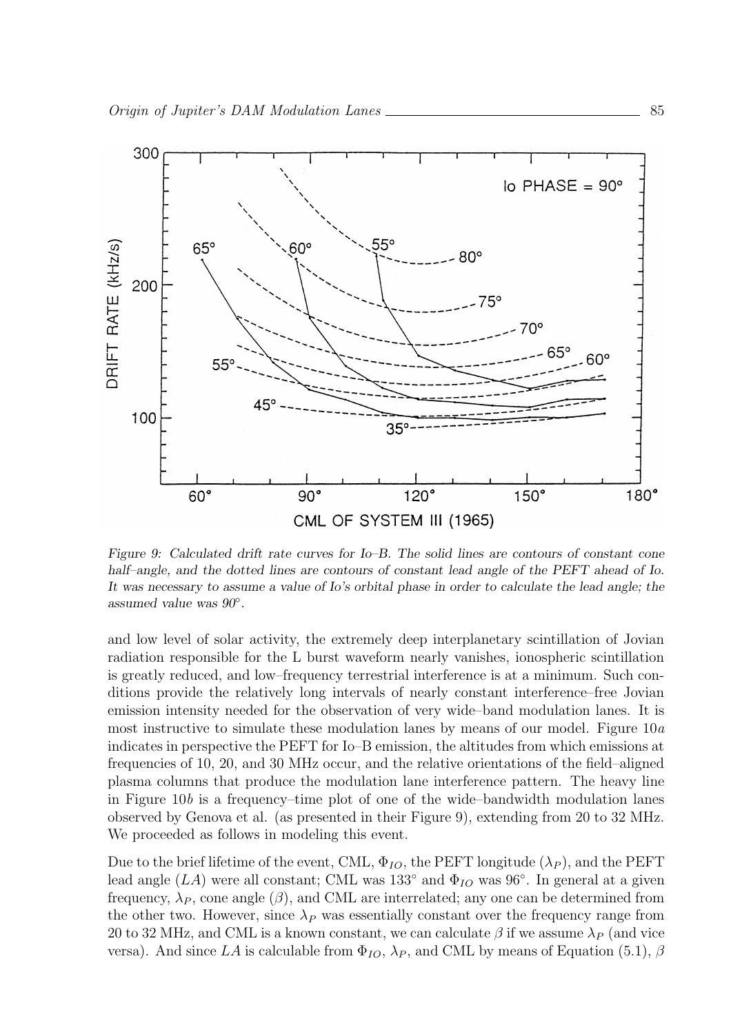*Figure 9: Calculated drift rate curves for Io–B. The solid lines are contours of constant cone half–angle, and the dotted lines are contours of constant lead angle of the PEFT ahead of Io. It was necessary to assume a value of Io's orbital phase in order to calculate the lead angle; the assumed value was 90°.*

and low level of solar activity, the extremely deep interplanetary scintillation of Jovian radiation responsible for the L burst waveform nearly vanishes, ionospheric scintillation is greatly reduced, and low–frequency terrestrial interference is at a minimum. Such conditions provide the relatively long intervals of nearly constant interference–free Jovian emission intensity needed for the observation of very wide–band modulation lanes. It is most instructive to simulate these modulation lanes by means of our model. Figure 10*a* indicates in perspective the PEFT for Io–B emission, the altitudes from which emissions at frequencies of 10, 20, and 30 MHz occur, and the relative orientations of the field–aligned plasma columns that produce the modulation lane interference pattern. The heavy line in Figure 10*b* is a frequency–time plot of one of the wide–bandwidth modulation lanes observed by Genova et al. (as presented in their Figure 9), extending from 20 to 32 MHz. We proceeded as follows in modeling this event.

Due to the brief lifetime of the event, CML, $\Phi_{IO}$, the PEFT longitude ($\lambda_P$), and the PEFT lead angle ($LA$) were all constant; CML was 133° and $\Phi_{IO}$ was 96°. In general at a given frequency, $\lambda_P$, cone angle ($\beta$), and CML are interrelated; any one can be determined from the other two. However, since $\lambda_P$ was essentially constant over the frequency range from 20 to 32 MHz, and CML is a known constant, we can calculate $\beta$ if we assume $\lambda_P$ (and vice versa). And since $LA$ is calculable from $\Phi_{IO}$, $\lambda_P$, and CML by means of Equation (5.1), $\beta$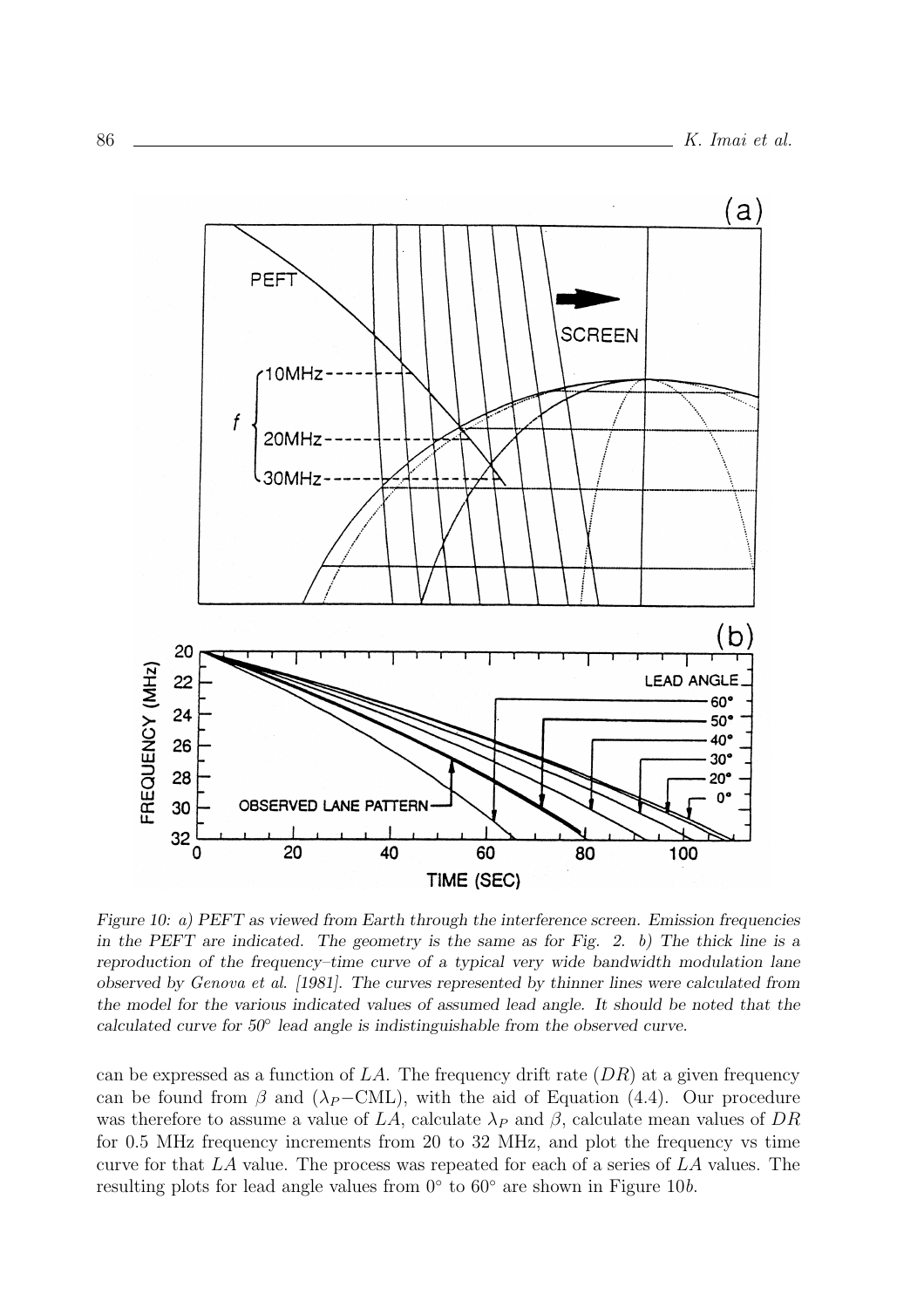*Figure 10: a) PEFT as viewed from Earth through the interference screen. Emission frequencies in the PEFT are indicated. The geometry is the same as for Fig. 2. b) The thick line is a reproduction of the frequency–time curve of a typical very wide bandwidth modulation lane observed by Genova et al. [1981]. The curves represented by thinner lines were calculated from the model for the various indicated values of assumed lead angle. It should be noted that the calculated curve for 50° lead angle is indistinguishable from the observed curve.*

can be expressed as a function of $LA$. The frequency drift rate ($DR$) at a given frequency can be found from $\beta$ and ($\lambda_P$−CML), with the aid of Equation (4.4). Our procedure was therefore to assume a value of $LA$, calculate $\lambda_P$ and $\beta$, calculate mean values of $DR$ for 0.5 MHz frequency increments from 20 to 32 MHz, and plot the frequency vs time curve for that $LA$ value. The process was repeated for each of a series of $LA$ values. The resulting plots for lead angle values from 0° to 60° are shown in Figure 10*b*.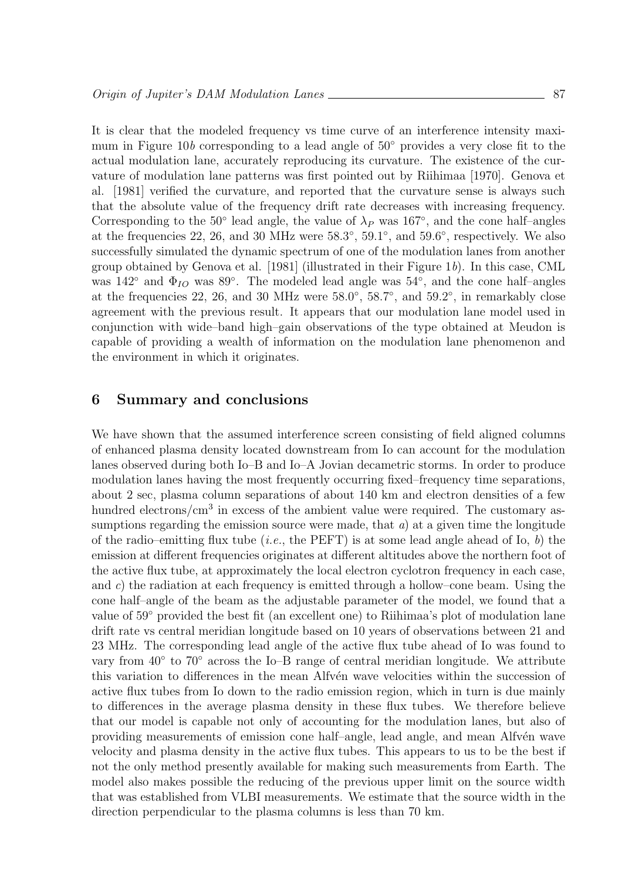It is clear that the modeled frequency vs time curve of an interference intensity maximum in Figure 10*b* corresponding to a lead angle of 50° provides a very close fit to the actual modulation lane, accurately reproducing its curvature. The existence of the curvature of modulation lane patterns was first pointed out by Riihimaa [1970]. Genova et al. [1981] verified the curvature, and reported that the curvature sense is always such that the absolute value of the frequency drift rate decreases with increasing frequency. Corresponding to the 50° lead angle, the value of $\lambda_P$ was 167°, and the cone half–angles at the frequencies 22, 26, and 30 MHz were 58.3°, 59.1°, and 59.6°, respectively. We also successfully simulated the dynamic spectrum of one of the modulation lanes from another group obtained by Genova et al. [1981] (illustrated in their Figure 1*b*). In this case, CML was 142° and $\Phi_{IO}$ was 89°. The modeled lead angle was 54°, and the cone half–angles at the frequencies 22, 26, and 30 MHz were 58.0°, 58.7°, and 59.2°, in remarkably close agreement with the previous result. It appears that our modulation lane model used in conjunction with wide–band high–gain observations of the type obtained at Meudon is capable of providing a wealth of information on the modulation lane phenomenon and the environment in which it originates.

## 6 Summary and conclusions

We have shown that the assumed interference screen consisting of field aligned columns of enhanced plasma density located downstream from Io can account for the modulation lanes observed during both Io–B and Io–A Jovian decametric storms. In order to produce modulation lanes having the most frequently occurring fixed–frequency time separations, about 2 sec, plasma column separations of about 140 km and electron densities of a few hundred electrons/cm$^3$ in excess of the ambient value were required. The customary assumptions regarding the emission source were made, that *a*) at a given time the longitude of the radio–emitting flux tube (*i.e.*, the PEFT) is at some lead angle ahead of Io, *b*) the emission at different frequencies originates at different altitudes above the northern foot of the active flux tube, at approximately the local electron cyclotron frequency in each case, and *c*) the radiation at each frequency is emitted through a hollow–cone beam. Using the cone half–angle of the beam as the adjustable parameter of the model, we found that a value of 59° provided the best fit (an excellent one) to Riihimaa's plot of modulation lane drift rate vs central meridian longitude based on 10 years of observations between 21 and 23 MHz. The corresponding lead angle of the active flux tube ahead of Io was found to vary from 40° to 70° across the Io–B range of central meridian longitude. We attribute this variation to differences in the mean Alfvén wave velocities within the succession of active flux tubes from Io down to the radio emission region, which in turn is due mainly to differences in the average plasma density in these flux tubes. We therefore believe that our model is capable not only of accounting for the modulation lanes, but also of providing measurements of emission cone half–angle, lead angle, and mean Alfvén wave velocity and plasma density in the active flux tubes. This appears to us to be the best if not the only method presently available for making such measurements from Earth. The model also makes possible the reducing of the previous upper limit on the source width that was established from VLBI measurements. We estimate that the source width in the direction perpendicular to the plasma columns is less than 70 km.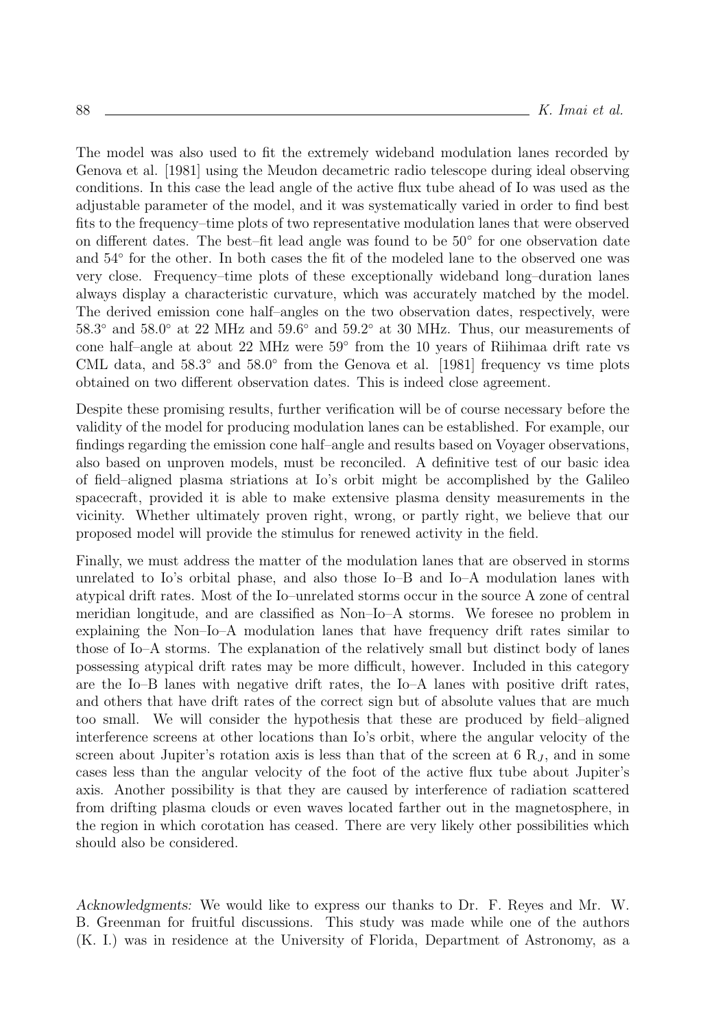The model was also used to fit the extremely wideband modulation lanes recorded by Genova et al. [1981] using the Meudon decametric radio telescope during ideal observing conditions. In this case the lead angle of the active flux tube ahead of Io was used as the adjustable parameter of the model, and it was systematically varied in order to find best fits to the frequency–time plots of two representative modulation lanes that were observed on different dates. The best–fit lead angle was found to be 50° for one observation date and 54° for the other. In both cases the fit of the modeled lane to the observed one was very close. Frequency–time plots of these exceptionally wideband long–duration lanes always display a characteristic curvature, which was accurately matched by the model. The derived emission cone half–angles on the two observation dates, respectively, were 58.3° and 58.0° at 22 MHz and 59.6° and 59.2° at 30 MHz. Thus, our measurements of cone half–angle at about 22 MHz were 59° from the 10 years of Riihimaa drift rate vs CML data, and 58.3° and 58.0° from the Genova et al. [1981] frequency vs time plots obtained on two different observation dates. This is indeed close agreement.

Despite these promising results, further verification will be of course necessary before the validity of the model for producing modulation lanes can be established. For example, our findings regarding the emission cone half–angle and results based on Voyager observations, also based on unproven models, must be reconciled. A definitive test of our basic idea of field–aligned plasma striations at Io's orbit might be accomplished by the Galileo spacecraft, provided it is able to make extensive plasma density measurements in the vicinity. Whether ultimately proven right, wrong, or partly right, we believe that our proposed model will provide the stimulus for renewed activity in the field.

Finally, we must address the matter of the modulation lanes that are observed in storms unrelated to Io's orbital phase, and also those Io–B and Io–A modulation lanes with atypical drift rates. Most of the Io–unrelated storms occur in the source A zone of central meridian longitude, and are classified as Non–Io–A storms. We foresee no problem in explaining the Non–Io–A modulation lanes that have frequency drift rates similar to those of Io–A storms. The explanation of the relatively small but distinct body of lanes possessing atypical drift rates may be more difficult, however. Included in this category are the Io–B lanes with negative drift rates, the Io–A lanes with positive drift rates, and others that have drift rates of the correct sign but of absolute values that are much too small. We will consider the hypothesis that these are produced by field–aligned interference screens at other locations than Io's orbit, where the angular velocity of the screen about Jupiter's rotation axis is less than that of the screen at 6 $R_J$, and in some cases less than the angular velocity of the foot of the active flux tube about Jupiter's axis. Another possibility is that they are caused by interference of radiation scattered from drifting plasma clouds or even waves located farther out in the magnetosphere, in the region in which corotation has ceased. There are very likely other possibilities which should also be considered.

*Acknowledgments:* We would like to express our thanks to Dr. F. Reyes and Mr. W. B. Greenman for fruitful discussions. This study was made while one of the authors (K. I.) was in residence at the University of Florida, Department of Astronomy, as a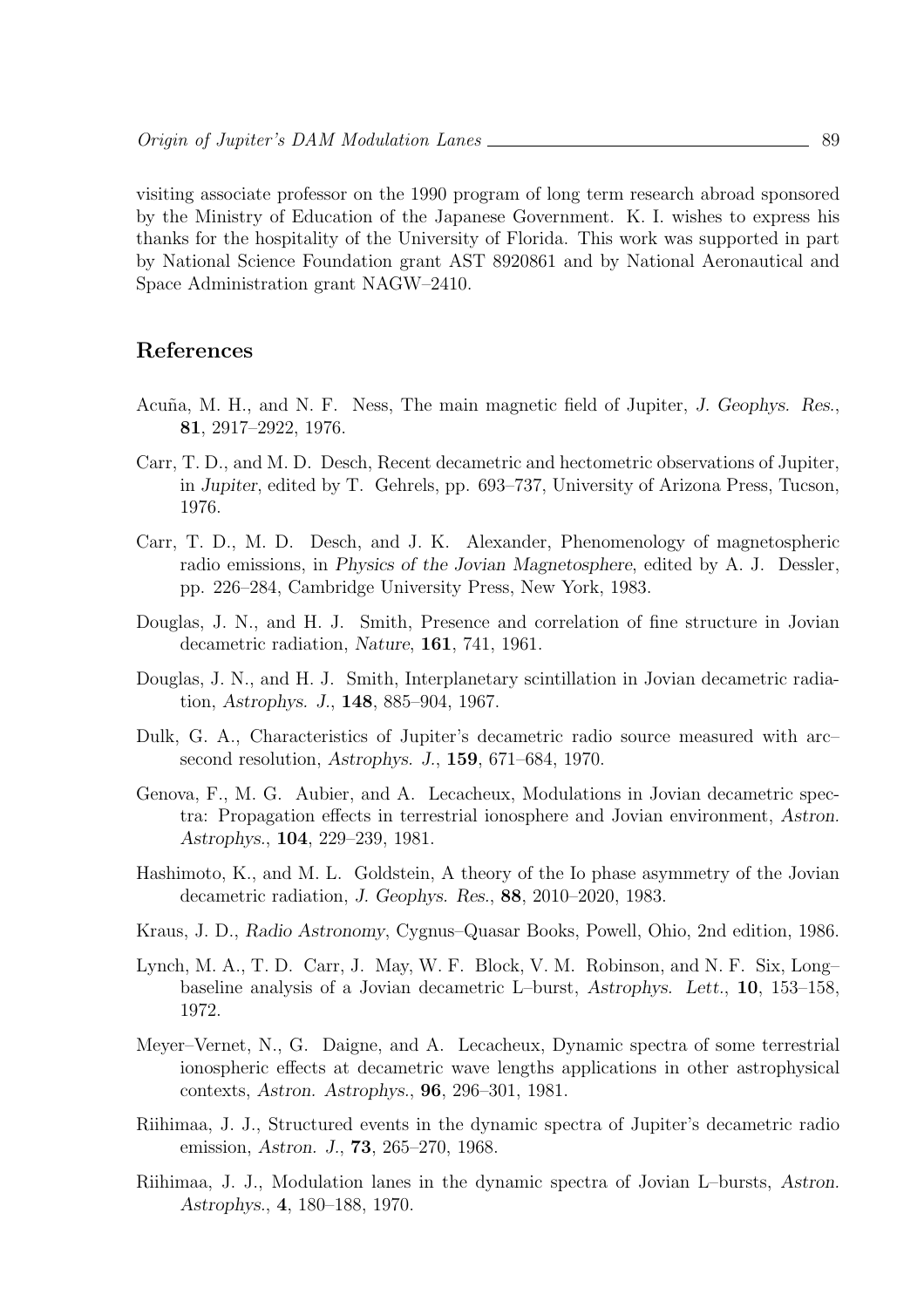visiting associate professor on the 1990 program of long term research abroad sponsored by the Ministry of Education of the Japanese Government. K. I. wishes to express his thanks for the hospitality of the University of Florida. This work was supported in part by National Science Foundation grant AST 8920861 and by National Aeronautical and Space Administration grant NAGW–2410.

## References

Acuña, M. H., and N. F. Ness, The main magnetic field of Jupiter, *J. Geophys. Res.*, **81**, 2917–2922, 1976.

Carr, T. D., and M. D. Desch, Recent decametric and hectometric observations of Jupiter, in *Jupiter*, edited by T. Gehrels, pp. 693–737, University of Arizona Press, Tucson, 1976.

Carr, T. D., M. D. Desch, and J. K. Alexander, Phenomenology of magnetospheric radio emissions, in *Physics of the Jovian Magnetosphere*, edited by A. J. Dessler, pp. 226–284, Cambridge University Press, New York, 1983.

Douglas, J. N., and H. J. Smith, Presence and correlation of fine structure in Jovian decametric radiation, *Nature*, **161**, 741, 1961.

Douglas, J. N., and H. J. Smith, Interplanetary scintillation in Jovian decametric radiation, *Astrophys. J.*, **148**, 885–904, 1967.

Dulk, G. A., Characteristics of Jupiter's decametric radio source measured with arc–second resolution, *Astrophys. J.*, **159**, 671–684, 1970.

Genova, F., M. G. Aubier, and A. Lecacheux, Modulations in Jovian decametric spectra: Propagation effects in terrestrial ionosphere and Jovian environment, *Astron. Astrophys.*, **104**, 229–239, 1981.

Hashimoto, K., and M. L. Goldstein, A theory of the Io phase asymmetry of the Jovian decametric radiation, *J. Geophys. Res.*, **88**, 2010–2020, 1983.

Kraus, J. D., *Radio Astronomy*, Cygnus–Quasar Books, Powell, Ohio, 2nd edition, 1986.

Lynch, M. A., T. D. Carr, J. May, W. F. Block, V. M. Robinson, and N. F. Six, Long–baseline analysis of a Jovian decametric L–burst, *Astrophys. Lett.*, **10**, 153–158, 1972.

Meyer–Vernet, N., G. Daigne, and A. Lecacheux, Dynamic spectra of some terrestrial ionospheric effects at decametric wave lengths applications in other astrophysical contexts, *Astron. Astrophys.*, **96**, 296–301, 1981.

Riihimaa, J. J., Structured events in the dynamic spectra of Jupiter's decametric radio emission, *Astron. J.*, **73**, 265–270, 1968.

Riihimaa, J. J., Modulation lanes in the dynamic spectra of Jovian L–bursts, *Astron. Astrophys.*, **4**, 180–188, 1970.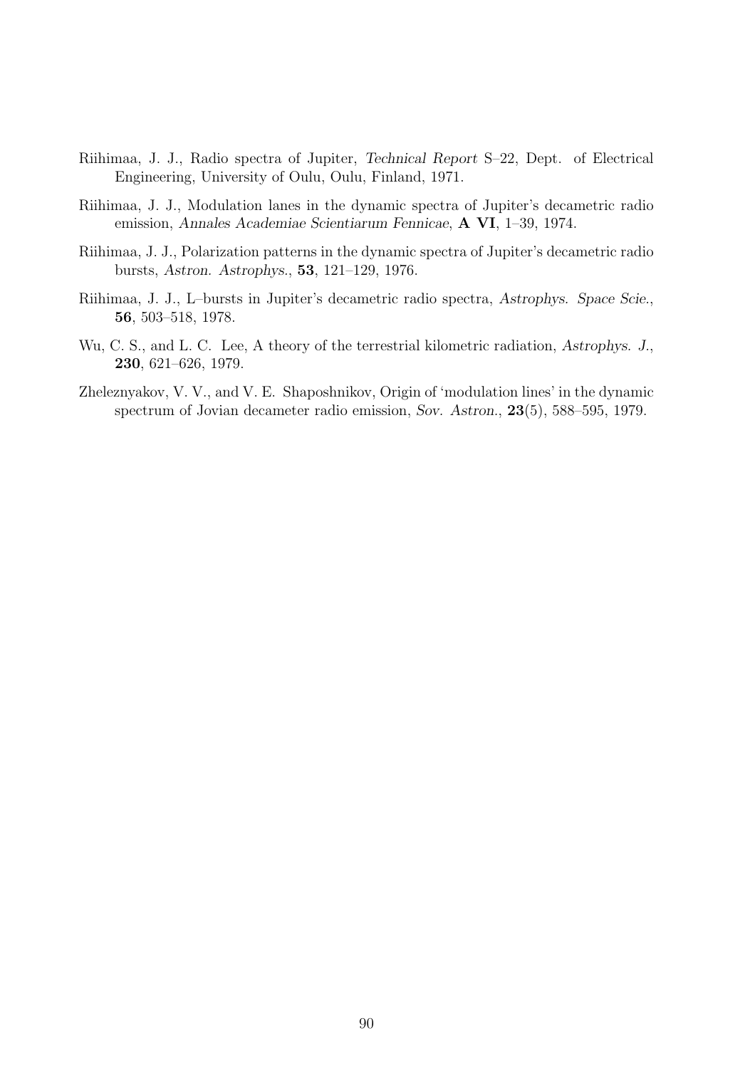Riihimaa, J. J., Radio spectra of Jupiter, *Technical Report* S–22, Dept. of Electrical Engineering, University of Oulu, Oulu, Finland, 1971.

Riihimaa, J. J., Modulation lanes in the dynamic spectra of Jupiter's decametric radio emission, *Annales Academiae Scientiarum Fennicae*, **A VI**, 1–39, 1974.

Riihimaa, J. J., Polarization patterns in the dynamic spectra of Jupiter's decametric radio bursts, *Astron. Astrophys.*, **53**, 121–129, 1976.

Riihimaa, J. J., L–bursts in Jupiter's decametric radio spectra, *Astrophys. Space Scie.*, **56**, 503–518, 1978.

Wu, C. S., and L. C. Lee, A theory of the terrestrial kilometric radiation, *Astrophys. J.*, **230**, 621–626, 1979.

Zheleznyakov, V. V., and V. E. Shaposhnikov, Origin of 'modulation lines' in the dynamic spectrum of Jovian decameter radio emission, *Sov. Astron.*, **23**(5), 588–595, 1979.